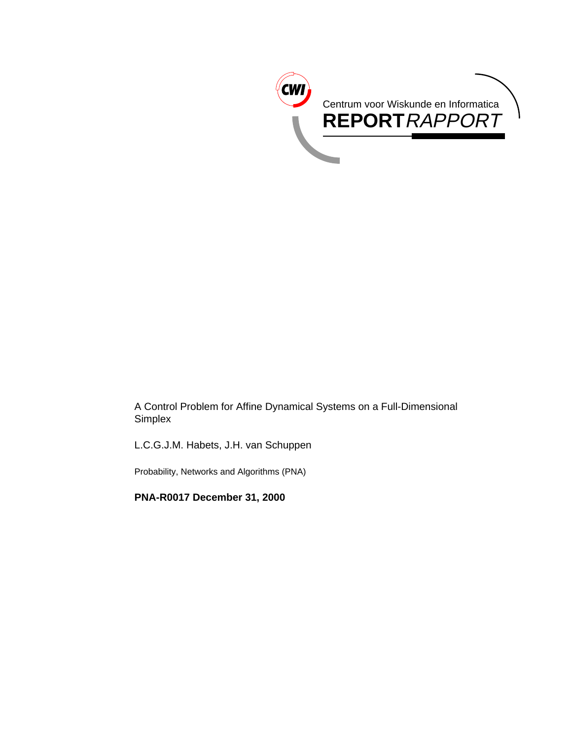Centrum voor Wiskunde en Informatica

**REPORT** *RAPPORT*

A Control Problem for Affine Dynamical Systems on a Full-Dimensional Simplex

L.C.G.J.M. Habets, J.H. van Schuppen

Probability, Networks and Algorithms (PNA)

**PNA-R0017 December 31, 2000**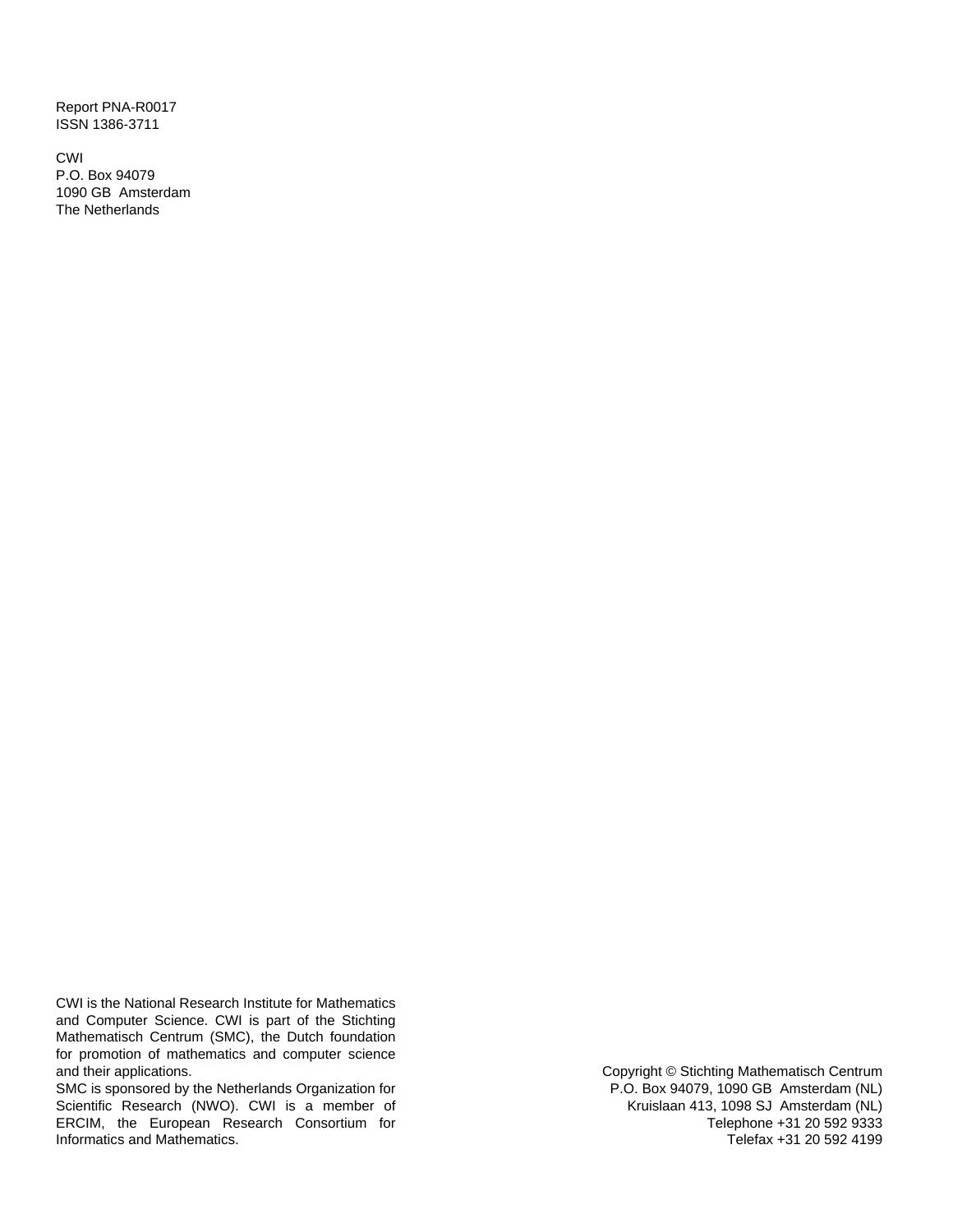Report PNA-R0017
ISSN 1386-3711

CWI
P.O. Box 94079
1090 GB Amsterdam
The Netherlands

CWI is the National Research Institute for Mathematics and Computer Science. CWI is part of the Stichting Mathematisch Centrum (SMC), the Dutch foundation for promotion of mathematics and computer science and their applications.

SMC is sponsored by the Netherlands Organization for Scientific Research (NWO). CWI is a member of ERCIM, the European Research Consortium for Informatics and Mathematics.

Copyright © Stichting Mathematisch Centrum
P.O. Box 94079, 1090 GB Amsterdam (NL)
Kruislaan 413, 1098 SJ Amsterdam (NL)
Telephone +31 20 592 9333
Telefax +31 20 592 4199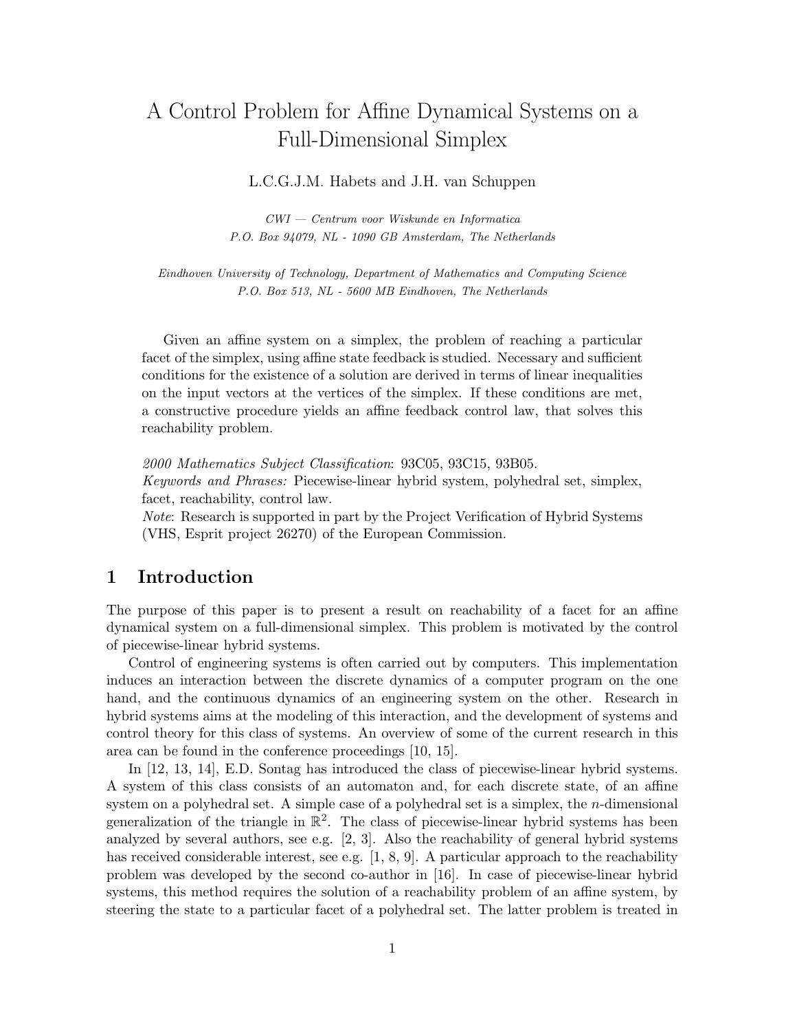# A Control Problem for Affine Dynamical Systems on a Full-Dimensional Simplex

L.C.G.J.M. Habets and J.H. van Schuppen

*CWI — Centrum voor Wiskunde en Informatica*
*P.O. Box 94079, NL - 1090 GB Amsterdam, The Netherlands*

*Eindhoven University of Technology, Department of Mathematics and Computing Science*
*P.O. Box 513, NL - 5600 MB Eindhoven, The Netherlands*

Given an affine system on a simplex, the problem of reaching a particular facet of the simplex, using affine state feedback is studied. Necessary and sufficient conditions for the existence of a solution are derived in terms of linear inequalities on the input vectors at the vertices of the simplex. If these conditions are met, a constructive procedure yields an affine feedback control law, that solves this reachability problem.

*2000 Mathematics Subject Classification*: 93C05, 93C15, 93B05.
*Keywords and Phrases:* Piecewise-linear hybrid system, polyhedral set, simplex, facet, reachability, control law.
*Note*: Research is supported in part by the Project Verification of Hybrid Systems (VHS, Esprit project 26270) of the European Commission.

## 1 Introduction

The purpose of this paper is to present a result on reachability of a facet for an affine dynamical system on a full-dimensional simplex. This problem is motivated by the control of piecewise-linear hybrid systems.

Control of engineering systems is often carried out by computers. This implementation induces an interaction between the discrete dynamics of a computer program on the one hand, and the continuous dynamics of an engineering system on the other. Research in hybrid systems aims at the modeling of this interaction, and the development of systems and control theory for this class of systems. An overview of some of the current research in this area can be found in the conference proceedings [10, 15].

In [12, 13, 14], E.D. Sontag has introduced the class of piecewise-linear hybrid systems. A system of this class consists of an automaton and, for each discrete state, of an affine system on a polyhedral set. A simple case of a polyhedral set is a simplex, the $n$-dimensional generalization of the triangle in $\mathbb{R}^2$. The class of piecewise-linear hybrid systems has been analyzed by several authors, see e.g. [2, 3]. Also the reachability of general hybrid systems has received considerable interest, see e.g. [1, 8, 9]. A particular approach to the reachability problem was developed by the second co-author in [16]. In case of piecewise-linear hybrid systems, this method requires the solution of a reachability problem of an affine system, by steering the state to a particular facet of a polyhedral set. The latter problem is treated in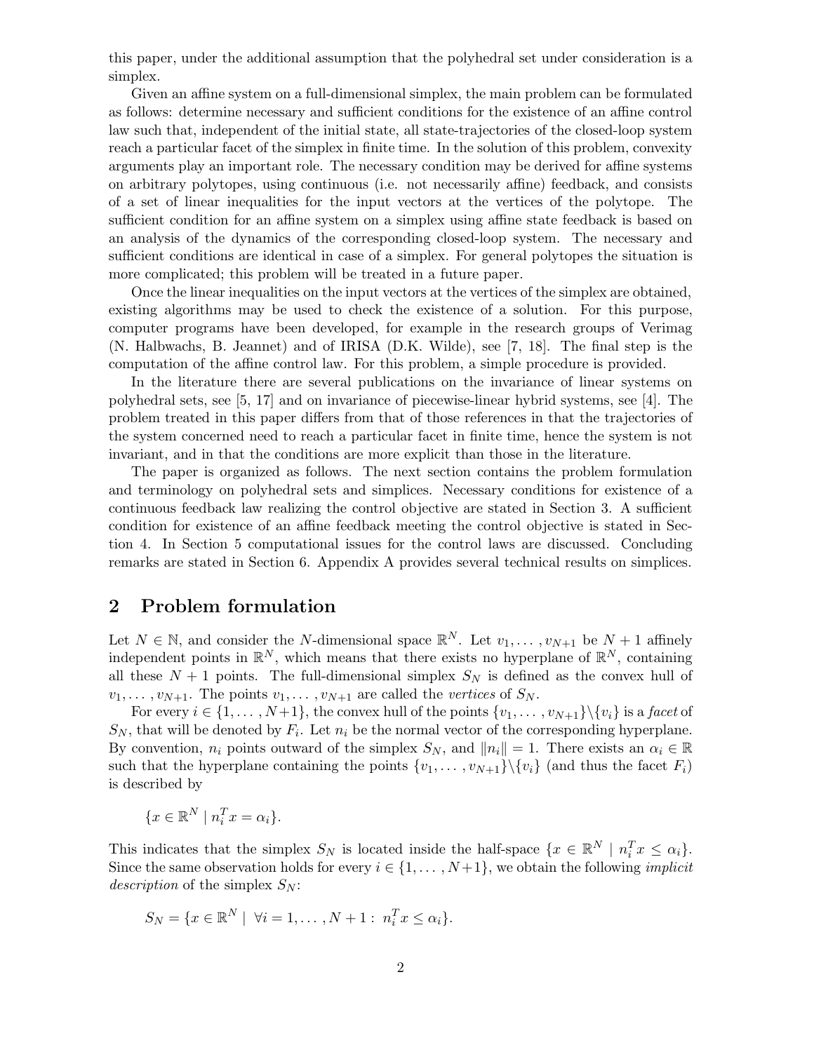this paper, under the additional assumption that the polyhedral set under consideration is a simplex.

Given an affine system on a full-dimensional simplex, the main problem can be formulated as follows: determine necessary and sufficient conditions for the existence of an affine control law such that, independent of the initial state, all state-trajectories of the closed-loop system reach a particular facet of the simplex in finite time. In the solution of this problem, convexity arguments play an important role. The necessary condition may be derived for affine systems on arbitrary polytopes, using continuous (i.e. not necessarily affine) feedback, and consists of a set of linear inequalities for the input vectors at the vertices of the polytope. The sufficient condition for an affine system on a simplex using affine state feedback is based on an analysis of the dynamics of the corresponding closed-loop system. The necessary and sufficient conditions are identical in case of a simplex. For general polytopes the situation is more complicated; this problem will be treated in a future paper.

Once the linear inequalities on the input vectors at the vertices of the simplex are obtained, existing algorithms may be used to check the existence of a solution. For this purpose, computer programs have been developed, for example in the research groups of Verimag (N. Halbwachs, B. Jeannet) and of IRISA (D.K. Wilde), see [7, 18]. The final step is the computation of the affine control law. For this problem, a simple procedure is provided.

In the literature there are several publications on the invariance of linear systems on polyhedral sets, see [5, 17] and on invariance of piecewise-linear hybrid systems, see [4]. The problem treated in this paper differs from that of those references in that the trajectories of the system concerned need to reach a particular facet in finite time, hence the system is not invariant, and in that the conditions are more explicit than those in the literature.

The paper is organized as follows. The next section contains the problem formulation and terminology on polyhedral sets and simplices. Necessary conditions for existence of a continuous feedback law realizing the control objective are stated in Section 3. A sufficient condition for existence of an affine feedback meeting the control objective is stated in Section 4. In Section 5 computational issues for the control laws are discussed. Concluding remarks are stated in Section 6. Appendix A provides several technical results on simplices.

## 2 Problem formulation

Let $N \in \mathbb{N}$, and consider the $N$-dimensional space $\mathbb{R}^N$. Let $v_1, \ldots, v_{N+1}$ be $N+1$ affinely independent points in $\mathbb{R}^N$, which means that there exists no hyperplane of $\mathbb{R}^N$, containing all these $N+1$ points. The full-dimensional simplex $S_N$ is defined as the convex hull of $v_1, \ldots, v_{N+1}$. The points $v_1, \ldots, v_{N+1}$ are called the *vertices* of $S_N$.

For every $i \in \{1, \ldots, N+1\}$, the convex hull of the points $\{v_1, \ldots, v_{N+1}\} \backslash \{v_i\}$ is a *facet* of $S_N$, that will be denoted by $F_i$. Let $n_i$ be the normal vector of the corresponding hyperplane. By convention, $n_i$ points outward of the simplex $S_N$, and $\|n_i\| = 1$. There exists an $\alpha_i \in \mathbb{R}$ such that the hyperplane containing the points $\{v_1, \ldots, v_{N+1}\} \backslash \{v_i\}$ (and thus the facet $F_i$) is described by

$$\{x \in \mathbb{R}^N \mid n_i^T x = \alpha_i\}.$$

This indicates that the simplex $S_N$ is located inside the half-space $\{x \in \mathbb{R}^N \mid n_i^T x \leq \alpha_i\}$. Since the same observation holds for every $i \in \{1, \ldots, N+1\}$, we obtain the following *implicit description* of the simplex $S_N$:

$$S_N = \{x \in \mathbb{R}^N \mid \ \forall i = 1, \ldots, N+1 : \ n_i^T x \leq \alpha_i\}.$$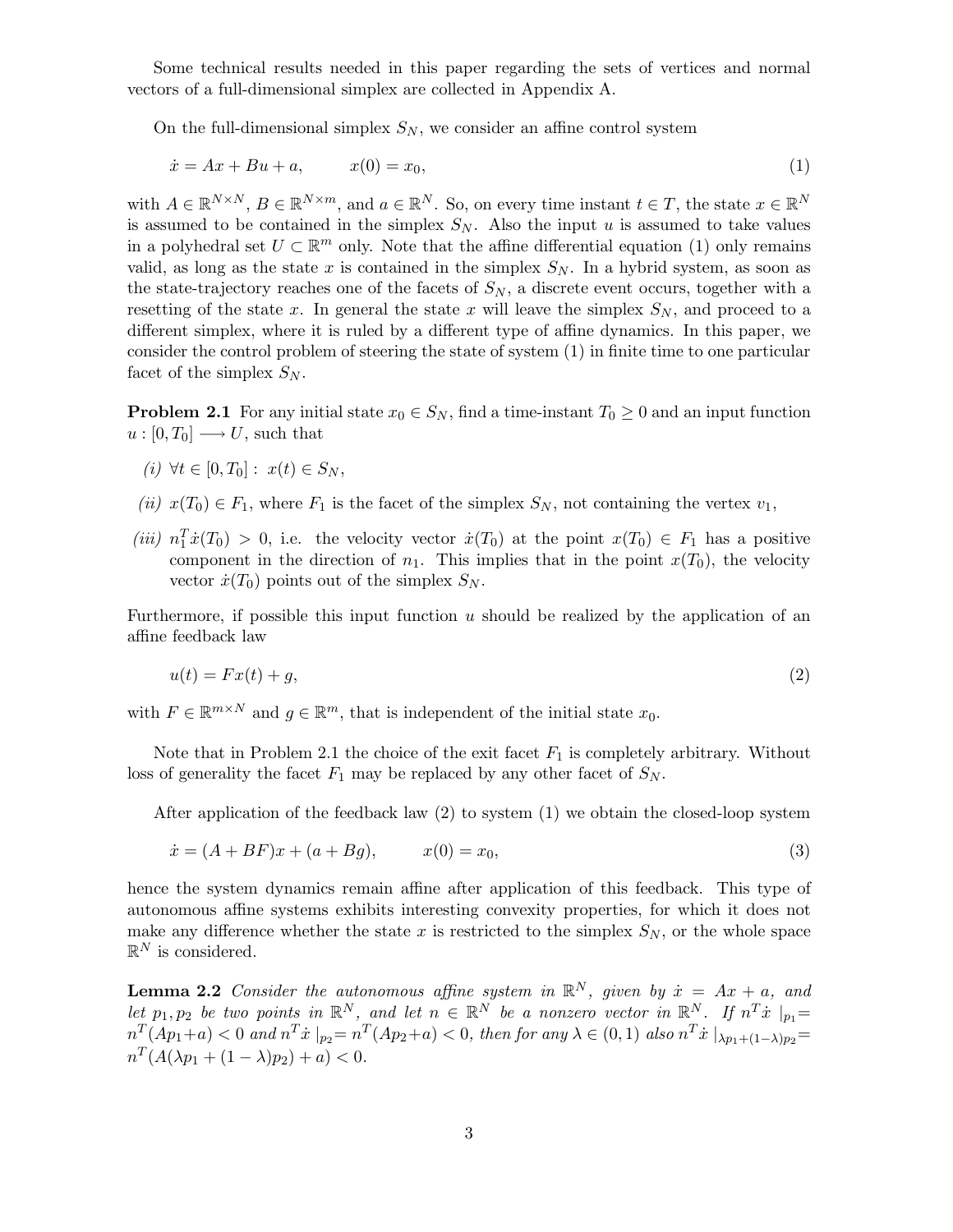Some technical results needed in this paper regarding the sets of vertices and normal vectors of a full-dimensional simplex are collected in Appendix A.

On the full-dimensional simplex $S_N$, we consider an affine control system

$$\dot{x} = Ax + Bu + a, \qquad x(0) = x_0, \tag{1}$$

with $A \in \mathbb{R}^{N \times N}$, $B \in \mathbb{R}^{N \times m}$, and $a \in \mathbb{R}^N$. So, on every time instant $t \in T$, the state $x \in \mathbb{R}^N$ is assumed to be contained in the simplex $S_N$. Also the input $u$ is assumed to take values in a polyhedral set $U \subset \mathbb{R}^m$ only. Note that the affine differential equation (1) only remains valid, as long as the state $x$ is contained in the simplex $S_N$. In a hybrid system, as soon as the state-trajectory reaches one of the facets of $S_N$, a discrete event occurs, together with a resetting of the state $x$. In general the state $x$ will leave the simplex $S_N$, and proceed to a different simplex, where it is ruled by a different type of affine dynamics. In this paper, we consider the control problem of steering the state of system (1) in finite time to one particular facet of the simplex $S_N$.

**Problem 2.1** For any initial state $x_0 \in S_N$, find a time-instant $T_0 \geq 0$ and an input function $u : [0, T_0] \longrightarrow U$, such that

*(i)* $\forall t \in [0, T_0] : \; x(t) \in S_N$,

*(ii)* $x(T_0) \in F_1$, where $F_1$ is the facet of the simplex $S_N$, not containing the vertex $v_1$,

*(iii)* $n_1^T \dot{x}(T_0) > 0$, i.e. the velocity vector $\dot{x}(T_0)$ at the point $x(T_0) \in F_1$ has a positive component in the direction of $n_1$. This implies that in the point $x(T_0)$, the velocity vector $\dot{x}(T_0)$ points out of the simplex $S_N$.

Furthermore, if possible this input function $u$ should be realized by the application of an affine feedback law

$$u(t) = Fx(t) + g, \tag{2}$$

with $F \in \mathbb{R}^{m \times N}$ and $g \in \mathbb{R}^m$, that is independent of the initial state $x_0$.

Note that in Problem 2.1 the choice of the exit facet $F_1$ is completely arbitrary. Without loss of generality the facet $F_1$ may be replaced by any other facet of $S_N$.

After application of the feedback law (2) to system (1) we obtain the closed-loop system

$$\dot{x} = (A + BF)x + (a + Bg), \qquad x(0) = x_0, \tag{3}$$

hence the system dynamics remain affine after application of this feedback. This type of autonomous affine systems exhibits interesting convexity properties, for which it does not make any difference whether the state $x$ is restricted to the simplex $S_N$, or the whole space $\mathbb{R}^N$ is considered.

**Lemma 2.2** *Consider the autonomous affine system in $\mathbb{R}^N$, given by $\dot{x} = Ax + a$, and let $p_1, p_2$ be two points in $\mathbb{R}^N$, and let $n \in \mathbb{R}^N$ be a nonzero vector in $\mathbb{R}^N$. If $n^T \dot{x} \mid_{p_1} = n^T(Ap_1 + a) < 0$ and $n^T \dot{x} \mid_{p_2} = n^T(Ap_2 + a) < 0$, then for any $\lambda \in (0, 1)$ also $n^T \dot{x} \mid_{\lambda p_1 + (1-\lambda)p_2} = n^T(A(\lambda p_1 + (1 - \lambda)p_2) + a) < 0$.*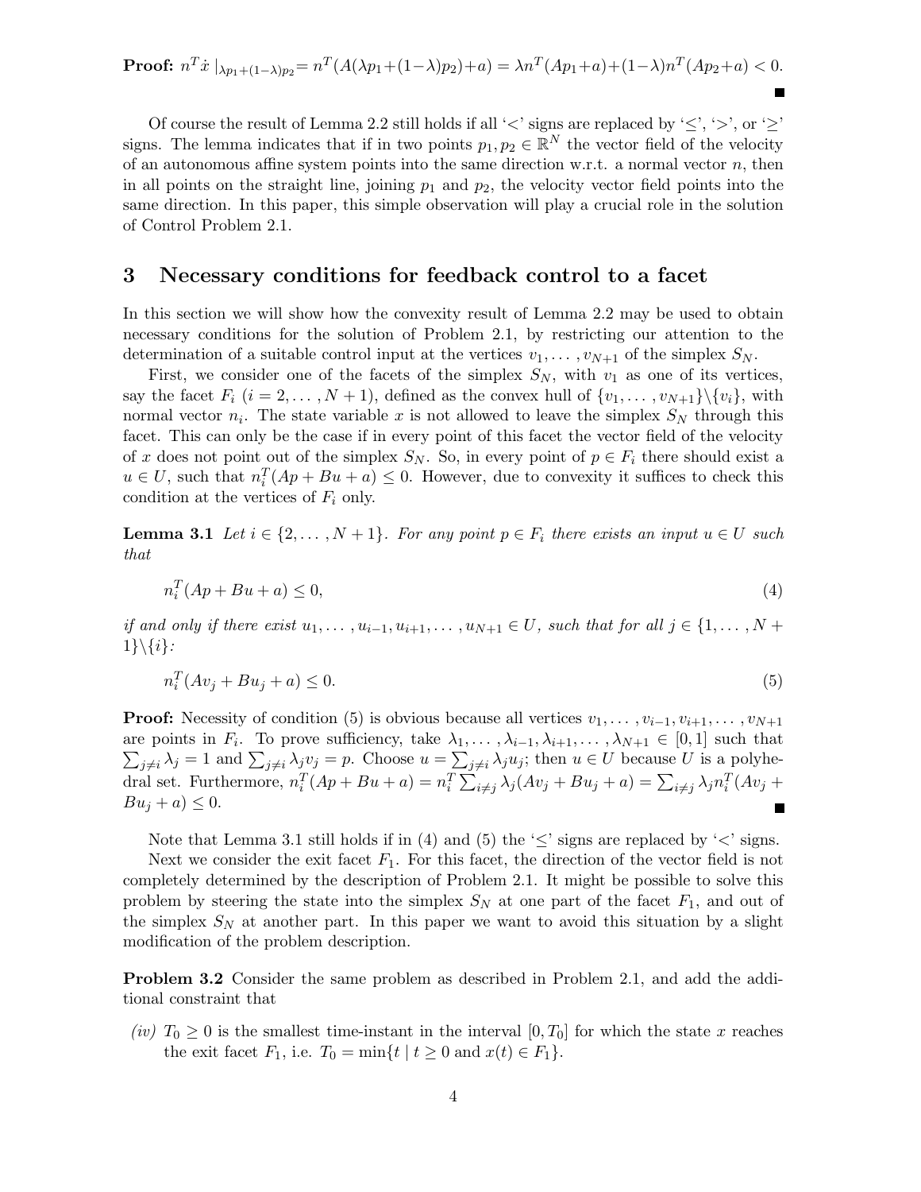**Proof:** $n^T\dot{x}\mid_{\lambda p_1+(1-\lambda)p_2}= n^T(A(\lambda p_1+(1-\lambda)p_2)+a) = \lambda n^T(Ap_1+a)+(1-\lambda)n^T(Ap_2+a) < 0.$ ■

Of course the result of Lemma 2.2 still holds if all '<' signs are replaced by '≤', '>', or '≥' signs. The lemma indicates that if in two points $p_1, p_2 \in \mathbb{R}^N$ the vector field of the velocity of an autonomous affine system points into the same direction w.r.t. a normal vector $n$, then in all points on the straight line, joining $p_1$ and $p_2$, the velocity vector field points into the same direction. In this paper, this simple observation will play a crucial role in the solution of Control Problem 2.1.

# 3 Necessary conditions for feedback control to a facet

In this section we will show how the convexity result of Lemma 2.2 may be used to obtain necessary conditions for the solution of Problem 2.1, by restricting our attention to the determination of a suitable control input at the vertices $v_1, \ldots, v_{N+1}$ of the simplex $S_N$.

First, we consider one of the facets of the simplex $S_N$, with $v_1$ as one of its vertices, say the facet $F_i$ $(i = 2, \ldots, N+1)$, defined as the convex hull of $\{v_1, \ldots, v_{N+1}\}\backslash\{v_i\}$, with normal vector $n_i$. The state variable $x$ is not allowed to leave the simplex $S_N$ through this facet. This can only be the case if in every point of this facet the vector field of the velocity of $x$ does not point out of the simplex $S_N$. So, in every point of $p \in F_i$ there should exist a $u \in U$, such that $n_i^T(Ap + Bu + a) \leq 0$. However, due to convexity it suffices to check this condition at the vertices of $F_i$ only.

**Lemma 3.1** *Let $i \in \{2, \ldots, N+1\}$. For any point $p \in F_i$ there exists an input $u \in U$ such that*

$$n_i^T(Ap + Bu + a) \leq 0, \tag{4}$$

*if and only if there exist $u_1, \ldots, u_{i-1}, u_{i+1}, \ldots, u_{N+1} \in U$, such that for all $j \in \{1, \ldots, N+1\}\backslash\{i\}$:*

$$n_i^T(Av_j + Bu_j + a) \leq 0. \tag{5}$$

**Proof:** Necessity of condition (5) is obvious because all vertices $v_1, \ldots, v_{i-1}, v_{i+1}, \ldots, v_{N+1}$ are points in $F_i$. To prove sufficiency, take $\lambda_1, \ldots, \lambda_{i-1}, \lambda_{i+1}, \ldots, \lambda_{N+1} \in [0, 1]$ such that $\sum_{j\neq i} \lambda_j = 1$ and $\sum_{j\neq i} \lambda_j v_j = p$. Choose $u = \sum_{j\neq i} \lambda_j u_j$; then $u \in U$ because $U$ is a polyhedral set. Furthermore, $n_i^T(Ap + Bu + a) = n_i^T \sum_{i\neq j} \lambda_j(Av_j + Bu_j + a) = \sum_{i\neq j} \lambda_j n_i^T(Av_j + Bu_j + a) \leq 0$. ■

Note that Lemma 3.1 still holds if in (4) and (5) the '≤' signs are replaced by '<' signs.

Next we consider the exit facet $F_1$. For this facet, the direction of the vector field is not completely determined by the description of Problem 2.1. It might be possible to solve this problem by steering the state into the simplex $S_N$ at one part of the facet $F_1$, and out of the simplex $S_N$ at another part. In this paper we want to avoid this situation by a slight modification of the problem description.

**Problem 3.2** Consider the same problem as described in Problem 2.1, and add the additional constraint that

*(iv)* $T_0 \geq 0$ *is the smallest time-instant in the interval $[0, T_0]$ for which the state $x$ reaches the exit facet $F_1$, i.e. $T_0 = \min\{t \mid t \geq 0$ and $x(t) \in F_1\}$.*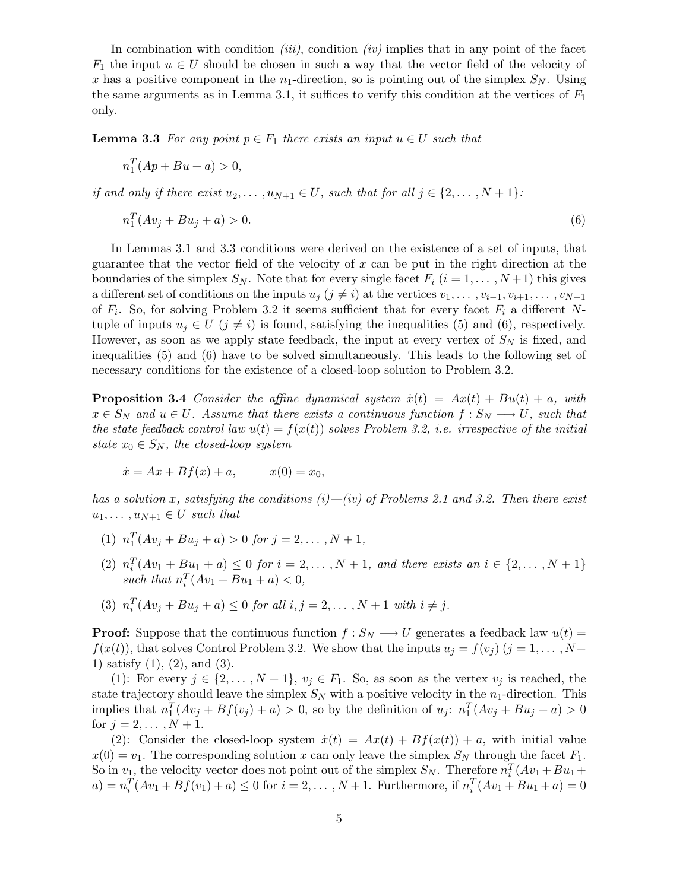In combination with condition *(iii)*, condition *(iv)* implies that in any point of the facet $F_1$ the input $u \in U$ should be chosen in such a way that the vector field of the velocity of $x$ has a positive component in the $n_1$-direction, so is pointing out of the simplex $S_N$. Using the same arguments as in Lemma 3.1, it suffices to verify this condition at the vertices of $F_1$ only.

**Lemma 3.3** *For any point $p \in F_1$ there exists an input $u \in U$ such that*

$$n_1^T(Ap + Bu + a) > 0,$$

*if and only if there exist $u_2, \ldots, u_{N+1} \in U$, such that for all $j \in \{2, \ldots, N+1\}$:*

$$n_1^T(Av_j + Bu_j + a) > 0. \tag{6}$$

In Lemmas 3.1 and 3.3 conditions were derived on the existence of a set of inputs, that guarantee that the vector field of the velocity of $x$ can be put in the right direction at the boundaries of the simplex $S_N$. Note that for every single facet $F_i$ ($i = 1, \ldots, N+1$) this gives a different set of conditions on the inputs $u_j$ ($j \neq i$) at the vertices $v_1, \ldots, v_{i-1}, v_{i+1}, \ldots, v_{N+1}$ of $F_i$. So, for solving Problem 3.2 it seems sufficient that for every facet $F_i$ a different $N$-tuple of inputs $u_j \in U$ ($j \neq i$) is found, satisfying the inequalities (5) and (6), respectively. However, as soon as we apply state feedback, the input at every vertex of $S_N$ is fixed, and inequalities (5) and (6) have to be solved simultaneously. This leads to the following set of necessary conditions for the existence of a closed-loop solution to Problem 3.2.

**Proposition 3.4** *Consider the affine dynamical system $\dot{x}(t) = Ax(t) + Bu(t) + a$, with $x \in S_N$ and $u \in U$. Assume that there exists a continuous function $f : S_N \longrightarrow U$, such that the state feedback control law $u(t) = f(x(t))$ solves Problem 3.2, i.e. irrespective of the initial state $x_0 \in S_N$, the closed-loop system*

$$\dot{x} = Ax + Bf(x) + a, \qquad x(0) = x_0,$$

*has a solution $x$, satisfying the conditions (i)—(iv) of Problems 2.1 and 3.2. Then there exist $u_1, \ldots, u_{N+1} \in U$ such that*

1. *$n_1^T(Av_j + Bu_j + a) > 0$ for $j = 2, \ldots, N+1$,*
2. *$n_i^T(Av_1 + Bu_1 + a) \leq 0$ for $i = 2, \ldots, N+1$, and there exists an $i \in \{2, \ldots, N+1\}$ such that $n_i^T(Av_1 + Bu_1 + a) < 0$,*
3. *$n_i^T(Av_j + Bu_j + a) \leq 0$ for all $i, j = 2, \ldots, N+1$ with $i \neq j$.*

**Proof:** Suppose that the continuous function $f : S_N \longrightarrow U$ generates a feedback law $u(t) = f(x(t))$, that solves Control Problem 3.2. We show that the inputs $u_j = f(v_j)$ ($j = 1, \ldots, N+1$) satisfy (1), (2), and (3).

(1): For every $j \in \{2, \ldots, N+1\}$, $v_j \in F_1$. So, as soon as the vertex $v_j$ is reached, the state trajectory should leave the simplex $S_N$ with a positive velocity in the $n_1$-direction. This implies that $n_1^T(Av_j + Bf(v_j) + a) > 0$, so by the definition of $u_j$: $n_1^T(Av_j + Bu_j + a) > 0$ for $j = 2, \ldots, N+1$.

(2): Consider the closed-loop system $\dot{x}(t) = Ax(t) + Bf(x(t)) + a$, with initial value $x(0) = v_1$. The corresponding solution $x$ can only leave the simplex $S_N$ through the facet $F_1$. So in $v_1$, the velocity vector does not point out of the simplex $S_N$. Therefore $n_i^T(Av_1 + Bu_1 + a) = n_i^T(Av_1 + Bf(v_1) + a) \leq 0$ for $i = 2, \ldots, N+1$. Furthermore, if $n_i^T(Av_1 + Bu_1 + a) = 0$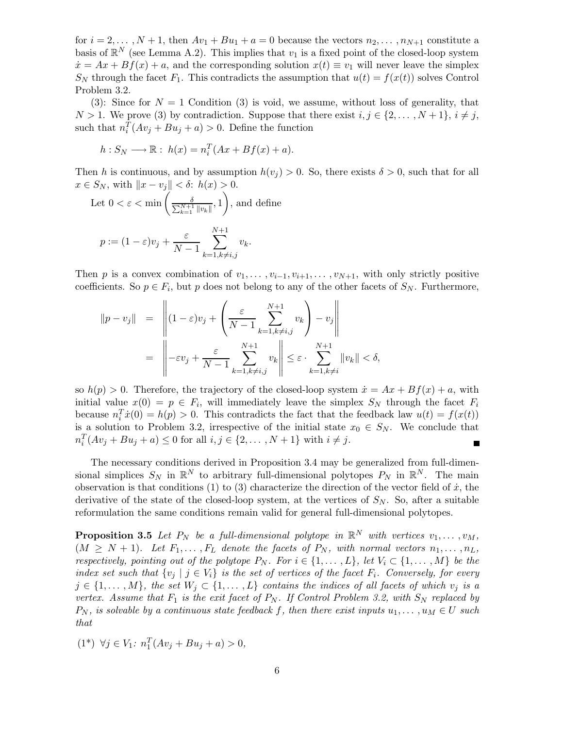for $i = 2, \dots, N+1$, then $Av_1 + Bu_1 + a = 0$ because the vectors $n_2, \dots, n_{N+1}$ constitute a basis of $\mathbb{R}^N$ (see Lemma A.2). This implies that $v_1$ is a fixed point of the closed-loop system $\dot{x} = Ax + Bf(x) + a$, and the corresponding solution $x(t) \equiv v_1$ will never leave the simplex $S_N$ through the facet $F_1$. This contradicts the assumption that $u(t) = f(x(t))$ solves Control Problem 3.2.

(3): Since for $N = 1$ Condition (3) is void, we assume, without loss of generality, that $N > 1$. We prove (3) by contradiction. Suppose that there exist $i, j \in \{2, \dots, N+1\}$, $i \neq j$, such that $n_i^T(Av_j + Bu_j + a) > 0$. Define the function

$$h : S_N \longrightarrow \mathbb{R} : \; h(x) = n_i^T(Ax + Bf(x) + a).$$

Then $h$ is continuous, and by assumption $h(v_j) > 0$. So, there exists $\delta > 0$, such that for all $x \in S_N$, with $\|x - v_j\| < \delta$: $h(x) > 0$.

Let $0 < \varepsilon < \min\left(\frac{\delta}{\sum_{k=1}^{N+1}\|v_k\|}, 1\right)$, and define

$$p := (1-\varepsilon)v_j + \frac{\varepsilon}{N-1}\sum_{k=1, k\neq i,j}^{N+1} v_k.$$

Then $p$ is a convex combination of $v_1, \dots, v_{i-1}, v_{i+1}, \dots, v_{N+1}$, with only strictly positive coefficients. So $p \in F_i$, but $p$ does not belong to any of the other facets of $S_N$. Furthermore,

$$\begin{aligned}
\|p - v_j\| &= \left\|(1-\varepsilon)v_j + \left(\frac{\varepsilon}{N-1}\sum_{k=1,k\neq i,j}^{N+1} v_k\right) - v_j\right\| \\
&= \left\|-\varepsilon v_j + \frac{\varepsilon}{N-1}\sum_{k=1,k\neq i,j}^{N+1} v_k\right\| \leq \varepsilon \cdot \sum_{k=1,k\neq i}^{N+1}\|v_k\| < \delta,
\end{aligned}$$

so $h(p) > 0$. Therefore, the trajectory of the closed-loop system $\dot{x} = Ax + Bf(x) + a$, with initial value $x(0) = p \in F_i$, will immediately leave the simplex $S_N$ through the facet $F_i$ because $n_i^T\dot{x}(0) = h(p) > 0$. This contradicts the fact that the feedback law $u(t) = f(x(t))$ is a solution to Problem 3.2, irrespective of the initial state $x_0 \in S_N$. We conclude that $n_i^T(Av_j + Bu_j + a) \leq 0$ for all $i, j \in \{2, \dots, N+1\}$ with $i \neq j$. ∎

The necessary conditions derived in Proposition 3.4 may be generalized from full-dimensional simplices $S_N$ in $\mathbb{R}^N$ to arbitrary full-dimensional polytopes $P_N$ in $\mathbb{R}^N$. The main observation is that conditions (1) to (3) characterize the direction of the vector field of $\dot{x}$, the derivative of the state of the closed-loop system, at the vertices of $S_N$. So, after a suitable reformulation the same conditions remain valid for general full-dimensional polytopes.

**Proposition 3.5** *Let $P_N$ be a full-dimensional polytope in $\mathbb{R}^N$ with vertices $v_1, \dots, v_M$, ($M \geq N+1$). Let $F_1, \dots, F_L$ denote the facets of $P_N$, with normal vectors $n_1, \dots, n_L$, respectively, pointing out of the polytope $P_N$. For $i \in \{1, \dots, L\}$, let $V_i \subset \{1, \dots, M\}$ be the index set such that $\{v_j \mid j \in V_i\}$ is the set of vertices of the facet $F_i$. Conversely, for every $j \in \{1, \dots, M\}$, the set $W_j \subset \{1, \dots, L\}$ contains the indices of all facets of which $v_j$ is a vertex. Assume that $F_1$ is the exit facet of $P_N$. If Control Problem 3.2, with $S_N$ replaced by $P_N$, is solvable by a continuous state feedback $f$, then there exist inputs $u_1, \dots, u_M \in U$ such that*

(1\*) $\forall j \in V_1$: $n_1^T(Av_j + Bu_j + a) > 0$,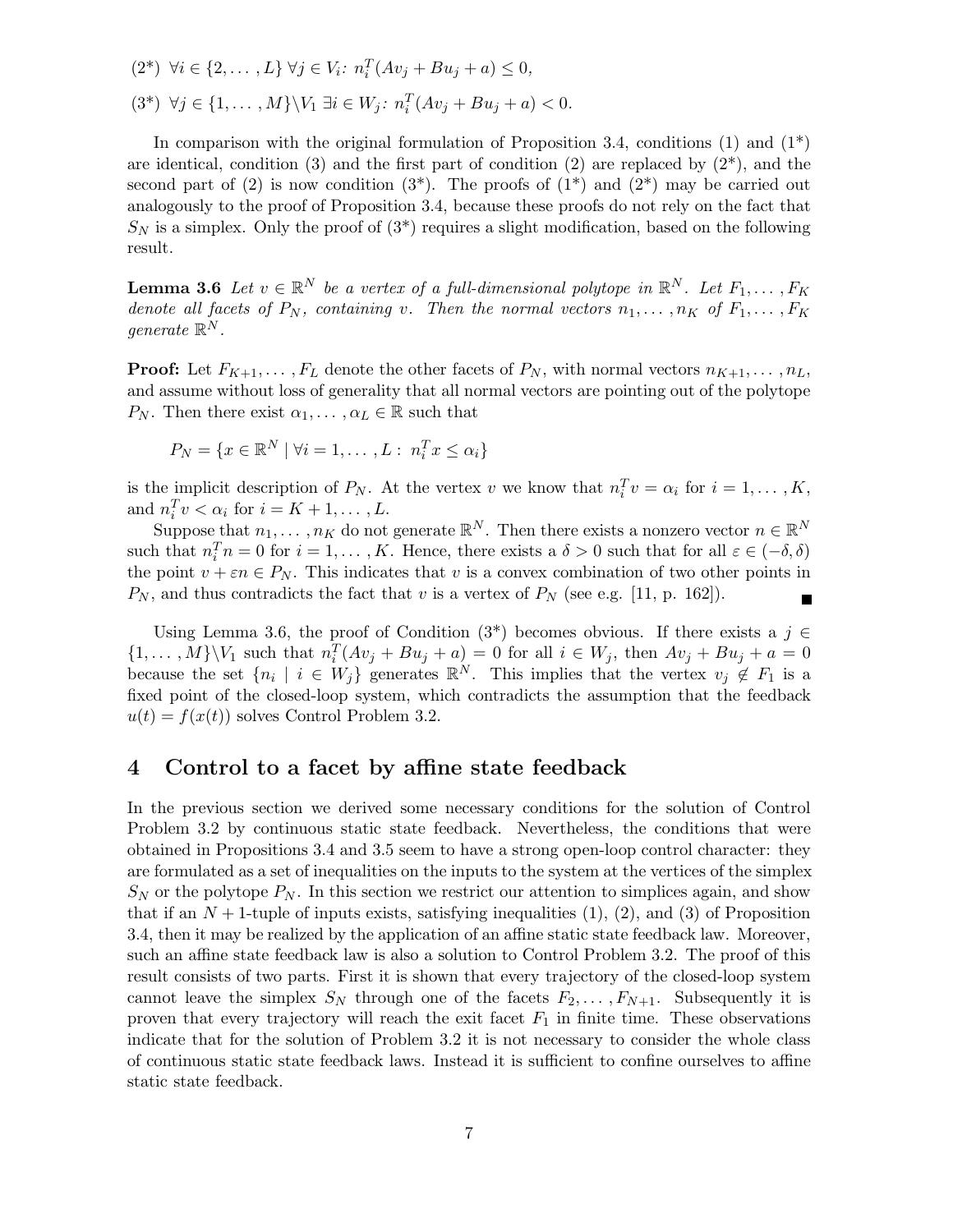(2*) $\forall i \in \{2, \ldots, L\}\ \forall j \in V_i$: $n_i^T(Av_j + Bu_j + a) \leq 0$,

(3*) $\forall j \in \{1, \ldots, M\} \backslash V_1\ \exists i \in W_j$: $n_i^T(Av_j + Bu_j + a) < 0$.

In comparison with the original formulation of Proposition 3.4, conditions (1) and (1*) are identical, condition (3) and the first part of condition (2) are replaced by (2*), and the second part of (2) is now condition (3*). The proofs of (1*) and (2*) may be carried out analogously to the proof of Proposition 3.4, because these proofs do not rely on the fact that $S_N$ is a simplex. Only the proof of (3*) requires a slight modification, based on the following result.

**Lemma 3.6** *Let $v \in \mathbb{R}^N$ be a vertex of a full-dimensional polytope in $\mathbb{R}^N$. Let $F_1, \ldots, F_K$ denote all facets of $P_N$, containing $v$. Then the normal vectors $n_1, \ldots, n_K$ of $F_1, \ldots, F_K$ generate $\mathbb{R}^N$.*

**Proof:** Let $F_{K+1}, \ldots, F_L$ denote the other facets of $P_N$, with normal vectors $n_{K+1}, \ldots, n_L$, and assume without loss of generality that all normal vectors are pointing out of the polytope $P_N$. Then there exist $\alpha_1, \ldots, \alpha_L \in \mathbb{R}$ such that

$$P_N = \{x \in \mathbb{R}^N \mid \forall i = 1, \ldots, L : \ n_i^T x \leq \alpha_i\}$$

is the implicit description of $P_N$. At the vertex $v$ we know that $n_i^T v = \alpha_i$ for $i = 1, \ldots, K$, and $n_i^T v < \alpha_i$ for $i = K+1, \ldots, L$.

Suppose that $n_1, \ldots, n_K$ do not generate $\mathbb{R}^N$. Then there exists a nonzero vector $n \in \mathbb{R}^N$ such that $n_i^T n = 0$ for $i = 1, \ldots, K$. Hence, there exists a $\delta > 0$ such that for all $\varepsilon \in (-\delta, \delta)$ the point $v + \varepsilon n \in P_N$. This indicates that $v$ is a convex combination of two other points in $P_N$, and thus contradicts the fact that $v$ is a vertex of $P_N$ (see e.g. [11, p. 162]). ∎

Using Lemma 3.6, the proof of Condition (3*) becomes obvious. If there exists a $j \in \{1, \ldots, M\} \backslash V_1$ such that $n_i^T(Av_j + Bu_j + a) = 0$ for all $i \in W_j$, then $Av_j + Bu_j + a = 0$ because the set $\{n_i \mid i \in W_j\}$ generates $\mathbb{R}^N$. This implies that the vertex $v_j \notin F_1$ is a fixed point of the closed-loop system, which contradicts the assumption that the feedback $u(t) = f(x(t))$ solves Control Problem 3.2.

## 4 Control to a facet by affine state feedback

In the previous section we derived some necessary conditions for the solution of Control Problem 3.2 by continuous static state feedback. Nevertheless, the conditions that were obtained in Propositions 3.4 and 3.5 seem to have a strong open-loop control character: they are formulated as a set of inequalities on the inputs to the system at the vertices of the simplex $S_N$ or the polytope $P_N$. In this section we restrict our attention to simplices again, and show that if an $N+1$-tuple of inputs exists, satisfying inequalities (1), (2), and (3) of Proposition 3.4, then it may be realized by the application of an affine static state feedback law. Moreover, such an affine state feedback law is also a solution to Control Problem 3.2. The proof of this result consists of two parts. First it is shown that every trajectory of the closed-loop system cannot leave the simplex $S_N$ through one of the facets $F_2, \ldots, F_{N+1}$. Subsequently it is proven that every trajectory will reach the exit facet $F_1$ in finite time. These observations indicate that for the solution of Problem 3.2 it is not necessary to consider the whole class of continuous static state feedback laws. Instead it is sufficient to confine ourselves to affine static state feedback.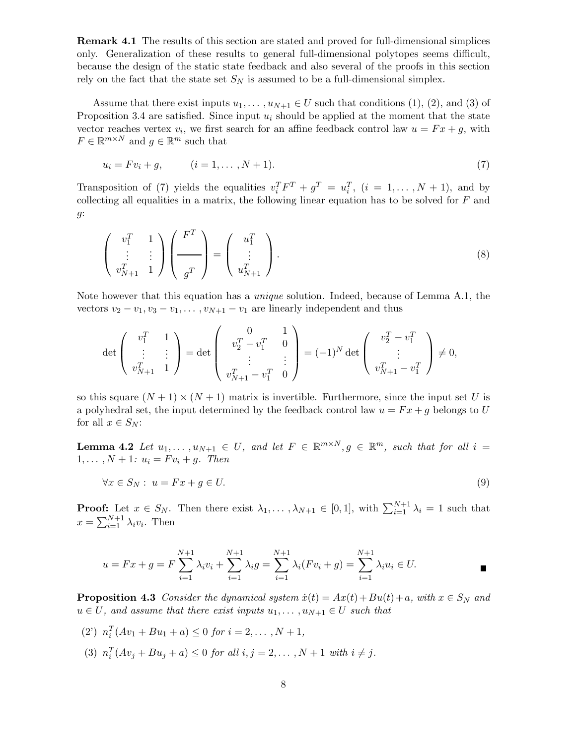**Remark 4.1** The results of this section are stated and proved for full-dimensional simplices only. Generalization of these results to general full-dimensional polytopes seems difficult, because the design of the static state feedback and also several of the proofs in this section rely on the fact that the state set $S_N$ is assumed to be a full-dimensional simplex.

Assume that there exist inputs $u_1, \ldots, u_{N+1} \in U$ such that conditions (1), (2), and (3) of Proposition 3.4 are satisfied. Since input $u_i$ should be applied at the moment that the state vector reaches vertex $v_i$, we first search for an affine feedback control law $u = Fx + g$, with $F \in \mathbb{R}^{m \times N}$ and $g \in \mathbb{R}^m$ such that

$$u_i = Fv_i + g, \qquad (i = 1, \ldots, N+1). \tag{7}$$

Transposition of (7) yields the equalities $v_i^T F^T + g^T = u_i^T$, $(i = 1, \ldots, N+1)$, and by collecting all equalities in a matrix, the following linear equation has to be solved for $F$ and $g$:

$$\begin{pmatrix} v_1^T & 1 \\ \vdots & \vdots \\ v_{N+1}^T & 1 \end{pmatrix} \begin{pmatrix} F^T \\ \hline g^T \end{pmatrix} = \begin{pmatrix} u_1^T \\ \vdots \\ u_{N+1}^T \end{pmatrix}. \tag{8}$$

Note however that this equation has a *unique* solution. Indeed, because of Lemma A.1, the vectors $v_2 - v_1, v_3 - v_1, \ldots, v_{N+1} - v_1$ are linearly independent and thus

$$\det \begin{pmatrix} v_1^T & 1 \\ \vdots & \vdots \\ v_{N+1}^T & 1 \end{pmatrix} = \det \begin{pmatrix} 0 & 1 \\ v_2^T - v_1^T & 0 \\ \vdots & \vdots \\ v_{N+1}^T - v_1^T & 0 \end{pmatrix} = (-1)^N \det \begin{pmatrix} v_2^T - v_1^T \\ \vdots \\ v_{N+1}^T - v_1^T \end{pmatrix} \neq 0,$$

so this square $(N+1) \times (N+1)$ matrix is invertible. Furthermore, since the input set $U$ is a polyhedral set, the input determined by the feedback control law $u = Fx + g$ belongs to $U$ for all $x \in S_N$:

**Lemma 4.2** *Let $u_1, \ldots, u_{N+1} \in U$, and let $F \in \mathbb{R}^{m \times N}, g \in \mathbb{R}^m$, such that for all $i = 1, \ldots, N+1$: $u_i = Fv_i + g$. Then*

$$\forall x \in S_N : \; u = Fx + g \in U. \tag{9}$$

**Proof:** Let $x \in S_N$. Then there exist $\lambda_1, \ldots, \lambda_{N+1} \in [0, 1]$, with $\sum_{i=1}^{N+1} \lambda_i = 1$ such that $x = \sum_{i=1}^{N+1} \lambda_i v_i$. Then

$$u = Fx + g = F \sum_{i=1}^{N+1} \lambda_i v_i + \sum_{i=1}^{N+1} \lambda_i g = \sum_{i=1}^{N+1} \lambda_i (Fv_i + g) = \sum_{i=1}^{N+1} \lambda_i u_i \in U.$$

■

**Proposition 4.3** *Consider the dynamical system $\dot{x}(t) = Ax(t) + Bu(t) + a$, with $x \in S_N$ and $u \in U$, and assume that there exist inputs $u_1, \ldots, u_{N+1} \in U$ such that*

(2') $n_i^T(Av_1 + Bu_1 + a) \leq 0$ *for $i = 2, \ldots, N+1$,*

(3) $n_i^T(Av_j + Bu_j + a) \leq 0$ *for all $i, j = 2, \ldots, N+1$ with $i \neq j$.*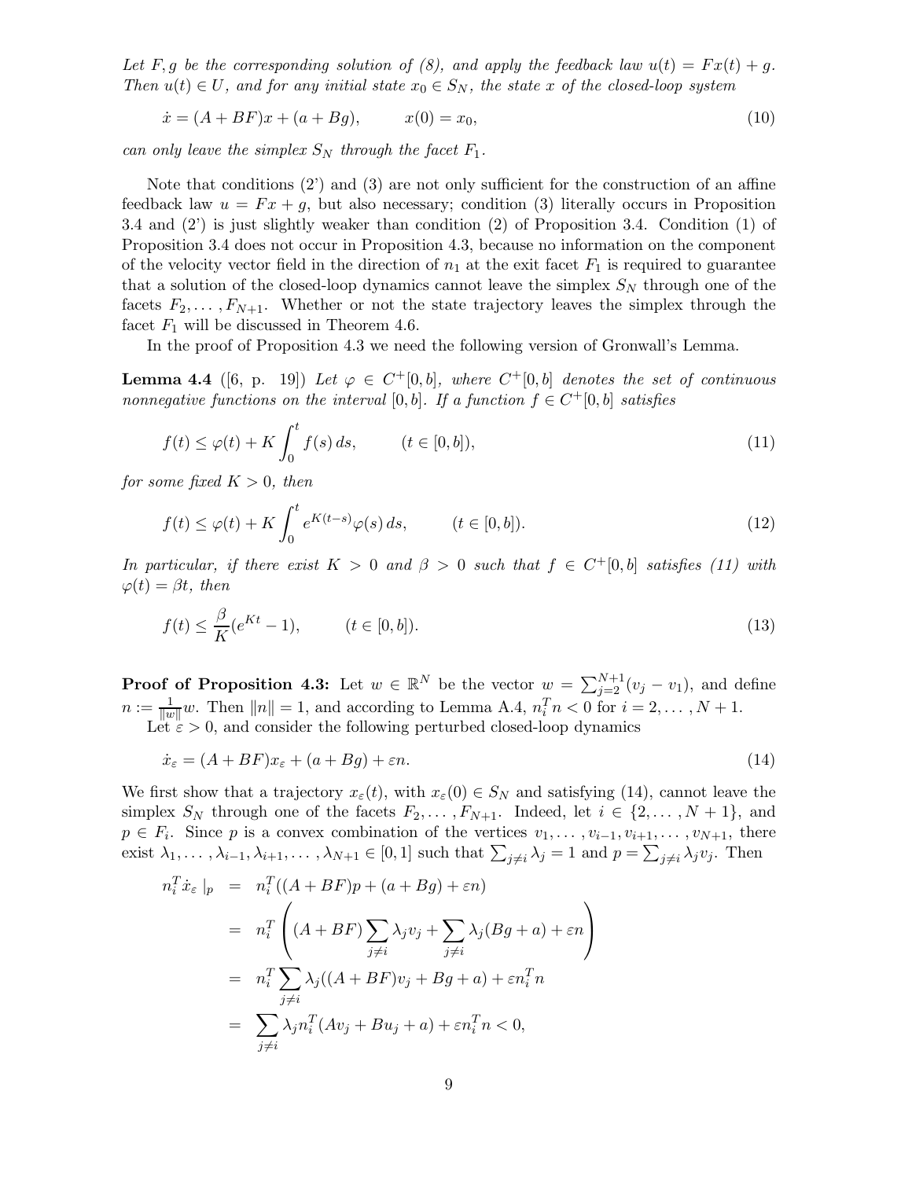*Let $F, g$ be the corresponding solution of (8), and apply the feedback law $u(t) = Fx(t) + g$. Then $u(t) \in U$, and for any initial state $x_0 \in S_N$, the state $x$ of the closed-loop system*

$$\dot{x} = (A + BF)x + (a + Bg), \qquad x(0) = x_0, \tag{10}$$

*can only leave the simplex $S_N$ through the facet $F_1$.*

Note that conditions (2') and (3) are not only sufficient for the construction of an affine feedback law $u = Fx + g$, but also necessary; condition (3) literally occurs in Proposition 3.4 and (2') is just slightly weaker than condition (2) of Proposition 3.4. Condition (1) of Proposition 3.4 does not occur in Proposition 4.3, because no information on the component of the velocity vector field in the direction of $n_1$ at the exit facet $F_1$ is required to guarantee that a solution of the closed-loop dynamics cannot leave the simplex $S_N$ through one of the facets $F_2, \ldots, F_{N+1}$. Whether or not the state trajectory leaves the simplex through the facet $F_1$ will be discussed in Theorem 4.6.

In the proof of Proposition 4.3 we need the following version of Gronwall's Lemma.

**Lemma 4.4** ([6, p. 19]) *Let $\varphi \in C^+[0, b]$, where $C^+[0, b]$ denotes the set of continuous nonnegative functions on the interval $[0, b]$. If a function $f \in C^+[0, b]$ satisfies*

$$f(t) \leq \varphi(t) + K \int_0^t f(s)\, ds, \qquad (t \in [0, b]), \tag{11}$$

*for some fixed $K > 0$, then*

$$f(t) \leq \varphi(t) + K \int_0^t e^{K(t-s)} \varphi(s)\, ds, \qquad (t \in [0, b]). \tag{12}$$

*In particular, if there exist $K > 0$ and $\beta > 0$ such that $f \in C^+[0, b]$ satisfies (11) with $\varphi(t) = \beta t$, then*

$$f(t) \leq \frac{\beta}{K}(e^{Kt} - 1), \qquad (t \in [0, b]). \tag{13}$$

**Proof of Proposition 4.3:** Let $w \in \mathbb{R}^N$ be the vector $w = \sum_{j=2}^{N+1}(v_j - v_1)$, and define $n := \frac{1}{\|w\|} w$. Then $\|n\| = 1$, and according to Lemma A.4, $n_i^T n < 0$ for $i = 2, \ldots, N+1$.

Let $\varepsilon > 0$, and consider the following perturbed closed-loop dynamics

$$\dot{x}_\varepsilon = (A + BF)x_\varepsilon + (a + Bg) + \varepsilon n. \tag{14}$$

We first show that a trajectory $x_\varepsilon(t)$, with $x_\varepsilon(0) \in S_N$ and satisfying (14), cannot leave the simplex $S_N$ through one of the facets $F_2, \ldots, F_{N+1}$. Indeed, let $i \in \{2, \ldots, N+1\}$, and $p \in F_i$. Since $p$ is a convex combination of the vertices $v_1, \ldots, v_{i-1}, v_{i+1}, \ldots, v_{N+1}$, there exist $\lambda_1, \ldots, \lambda_{i-1}, \lambda_{i+1}, \ldots, \lambda_{N+1} \in [0, 1]$ such that $\sum_{j \neq i} \lambda_j = 1$ and $p = \sum_{j \neq i} \lambda_j v_j$. Then

$$\begin{aligned}
n_i^T \dot{x}_\varepsilon \mid_p &= n_i^T((A + BF)p + (a + Bg) + \varepsilon n) \\
&= n_i^T \left( (A + BF) \sum_{j \neq i} \lambda_j v_j + \sum_{j \neq i} \lambda_j (Bg + a) + \varepsilon n \right) \\
&= n_i^T \sum_{j \neq i} \lambda_j ((A + BF)v_j + Bg + a) + \varepsilon n_i^T n \\
&= \sum_{j \neq i} \lambda_j n_i^T (A v_j + B u_j + a) + \varepsilon n_i^T n < 0,
\end{aligned}$$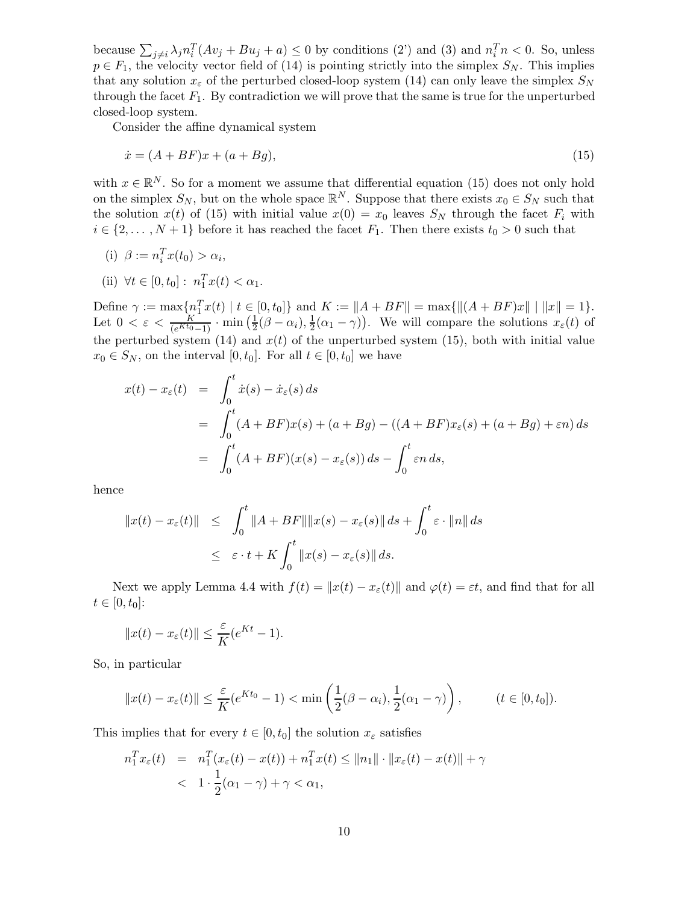because $\sum_{j \neq i} \lambda_j n_i^T (Av_j + Bu_j + a) \leq 0$ by conditions (2') and (3) and $n_i^T n < 0$. So, unless $p \in F_1$, the velocity vector field of (14) is pointing strictly into the simplex $S_N$. This implies that any solution $x_\varepsilon$ of the perturbed closed-loop system (14) can only leave the simplex $S_N$ through the facet $F_1$. By contradiction we will prove that the same is true for the unperturbed closed-loop system.

Consider the affine dynamical system

$$\dot{x} = (A + BF)x + (a + Bg), \tag{15}$$

with $x \in \mathbb{R}^N$. So for a moment we assume that differential equation (15) does not only hold on the simplex $S_N$, but on the whole space $\mathbb{R}^N$. Suppose that there exists $x_0 \in S_N$ such that the solution $x(t)$ of (15) with initial value $x(0) = x_0$ leaves $S_N$ through the facet $F_i$ with $i \in \{2, \dots, N+1\}$ before it has reached the facet $F_1$. Then there exists $t_0 > 0$ such that

(i) $\beta := n_i^T x(t_0) > \alpha_i$,

(ii) $\forall t \in [0, t_0] : \; n_1^T x(t) < \alpha_1$.

Define $\gamma := \max\{n_1^T x(t) \mid t \in [0, t_0]\}$ and $K := \|A + BF\| = \max\{\|(A + BF)x\| \mid \|x\| = 1\}$. Let $0 < \varepsilon < \frac{K}{(e^{Kt_0} - 1)} \cdot \min\left(\frac{1}{2}(\beta - \alpha_i), \frac{1}{2}(\alpha_1 - \gamma)\right)$. We will compare the solutions $x_\varepsilon(t)$ of the perturbed system (14) and $x(t)$ of the unperturbed system (15), both with initial value $x_0 \in S_N$, on the interval $[0, t_0]$. For all $t \in [0, t_0]$ we have

$$\begin{aligned}
x(t) - x_\varepsilon(t) &= \int_0^t \dot{x}(s) - \dot{x}_\varepsilon(s)\, ds \\
&= \int_0^t (A + BF)x(s) + (a + Bg) - ((A + BF)x_\varepsilon(s) + (a + Bg) + \varepsilon n)\, ds \\
&= \int_0^t (A + BF)(x(s) - x_\varepsilon(s))\, ds - \int_0^t \varepsilon n\, ds,
\end{aligned}$$

hence

$$\begin{aligned}
\|x(t) - x_\varepsilon(t)\| &\leq \int_0^t \|A + BF\| \|x(s) - x_\varepsilon(s)\|\, ds + \int_0^t \varepsilon \cdot \|n\|\, ds \\
&\leq \varepsilon \cdot t + K \int_0^t \|x(s) - x_\varepsilon(s)\|\, ds.
\end{aligned}$$

Next we apply Lemma 4.4 with $f(t) = \|x(t) - x_\varepsilon(t)\|$ and $\varphi(t) = \varepsilon t$, and find that for all $t \in [0, t_0]$:

$$\|x(t) - x_\varepsilon(t)\| \leq \frac{\varepsilon}{K}(e^{Kt} - 1).$$

So, in particular

$$\|x(t) - x_\varepsilon(t)\| \leq \frac{\varepsilon}{K}(e^{Kt_0} - 1) < \min\left(\frac{1}{2}(\beta - \alpha_i), \frac{1}{2}(\alpha_1 - \gamma)\right), \qquad (t \in [0, t_0]).$$

This implies that for every $t \in [0, t_0]$ the solution $x_\varepsilon$ satisfies

$$\begin{aligned}
n_1^T x_\varepsilon(t) &= n_1^T (x_\varepsilon(t) - x(t)) + n_1^T x(t) \leq \|n_1\| \cdot \|x_\varepsilon(t) - x(t)\| + \gamma \\
&< 1 \cdot \frac{1}{2}(\alpha_1 - \gamma) + \gamma < \alpha_1,
\end{aligned}$$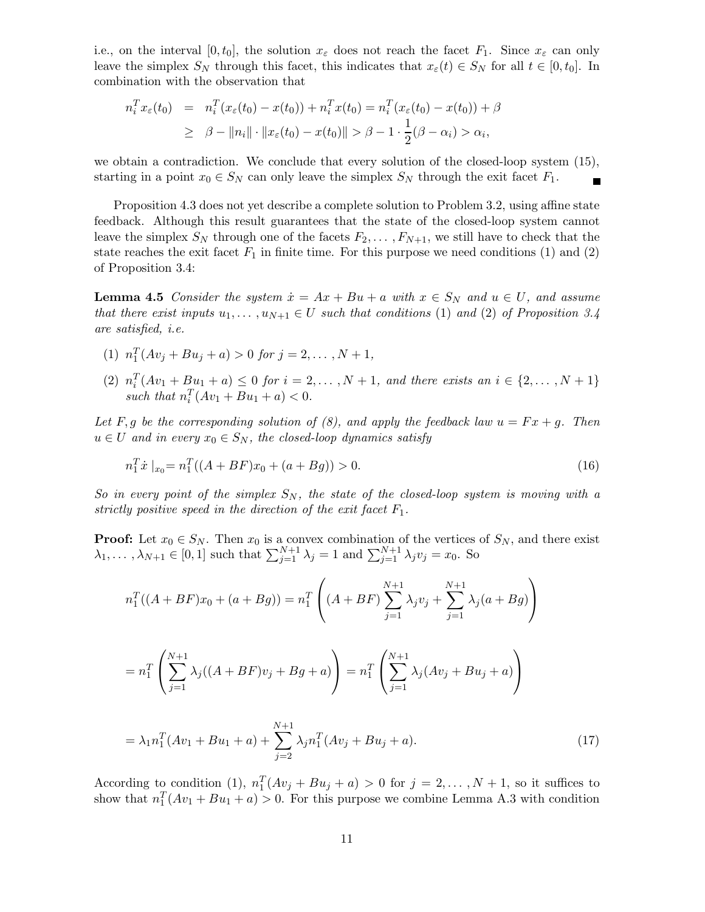i.e., on the interval $[0, t_0]$, the solution $x_\varepsilon$ does not reach the facet $F_1$. Since $x_\varepsilon$ can only leave the simplex $S_N$ through this facet, this indicates that $x_\varepsilon(t) \in S_N$ for all $t \in [0, t_0]$. In combination with the observation that

$$\begin{aligned} n_i^T x_\varepsilon(t_0) &= n_i^T(x_\varepsilon(t_0) - x(t_0)) + n_i^T x(t_0) = n_i^T(x_\varepsilon(t_0) - x(t_0)) + \beta \\ &\geq \beta - \|n_i\| \cdot \|x_\varepsilon(t_0) - x(t_0)\| > \beta - 1 \cdot \frac{1}{2}(\beta - \alpha_i) > \alpha_i, \end{aligned}$$

we obtain a contradiction. We conclude that every solution of the closed-loop system (15), starting in a point $x_0 \in S_N$ can only leave the simplex $S_N$ through the exit facet $F_1$. ∎

Proposition 4.3 does not yet describe a complete solution to Problem 3.2, using affine state feedback. Although this result guarantees that the state of the closed-loop system cannot leave the simplex $S_N$ through one of the facets $F_2, \ldots, F_{N+1}$, we still have to check that the state reaches the exit facet $F_1$ in finite time. For this purpose we need conditions (1) and (2) of Proposition 3.4:

**Lemma 4.5** *Consider the system $\dot{x} = Ax + Bu + a$ with $x \in S_N$ and $u \in U$, and assume that there exist inputs $u_1, \ldots, u_{N+1} \in U$ such that conditions* (1) *and* (2) *of Proposition 3.4 are satisfied, i.e.*

(1) $n_1^T(Av_j + Bu_j + a) > 0$ *for* $j = 2, \ldots, N+1$,

(2) $n_i^T(Av_1 + Bu_1 + a) \leq 0$ *for* $i = 2, \ldots, N+1$, *and there exists an* $i \in \{2, \ldots, N+1\}$ *such that* $n_i^T(Av_1 + Bu_1 + a) < 0$.

*Let $F, g$ be the corresponding solution of (8), and apply the feedback law $u = Fx + g$. Then $u \in U$ and in every $x_0 \in S_N$, the closed-loop dynamics satisfy*

$$n_1^T \dot{x}\mid_{x_0} = n_1^T((A + BF)x_0 + (a + Bg)) > 0. \tag{16}$$

*So in every point of the simplex $S_N$, the state of the closed-loop system is moving with a strictly positive speed in the direction of the exit facet $F_1$.*

**Proof:** Let $x_0 \in S_N$. Then $x_0$ is a convex combination of the vertices of $S_N$, and there exist $\lambda_1, \ldots, \lambda_{N+1} \in [0, 1]$ such that $\sum_{j=1}^{N+1} \lambda_j = 1$ and $\sum_{j=1}^{N+1} \lambda_j v_j = x_0$. So

$$n_1^T((A + BF)x_0 + (a + Bg)) = n_1^T\left((A + BF)\sum_{j=1}^{N+1} \lambda_j v_j + \sum_{j=1}^{N+1} \lambda_j (a + Bg)\right)$$

$$= n_1^T\left(\sum_{j=1}^{N+1} \lambda_j((A + BF)v_j + Bg + a)\right) = n_1^T\left(\sum_{j=1}^{N+1} \lambda_j(Av_j + Bu_j + a)\right)$$

$$= \lambda_1 n_1^T(Av_1 + Bu_1 + a) + \sum_{j=2}^{N+1} \lambda_j n_1^T(Av_j + Bu_j + a). \tag{17}$$

According to condition (1), $n_1^T(Av_j + Bu_j + a) > 0$ for $j = 2, \ldots, N+1$, so it suffices to show that $n_1^T(Av_1 + Bu_1 + a) > 0$. For this purpose we combine Lemma A.3 with condition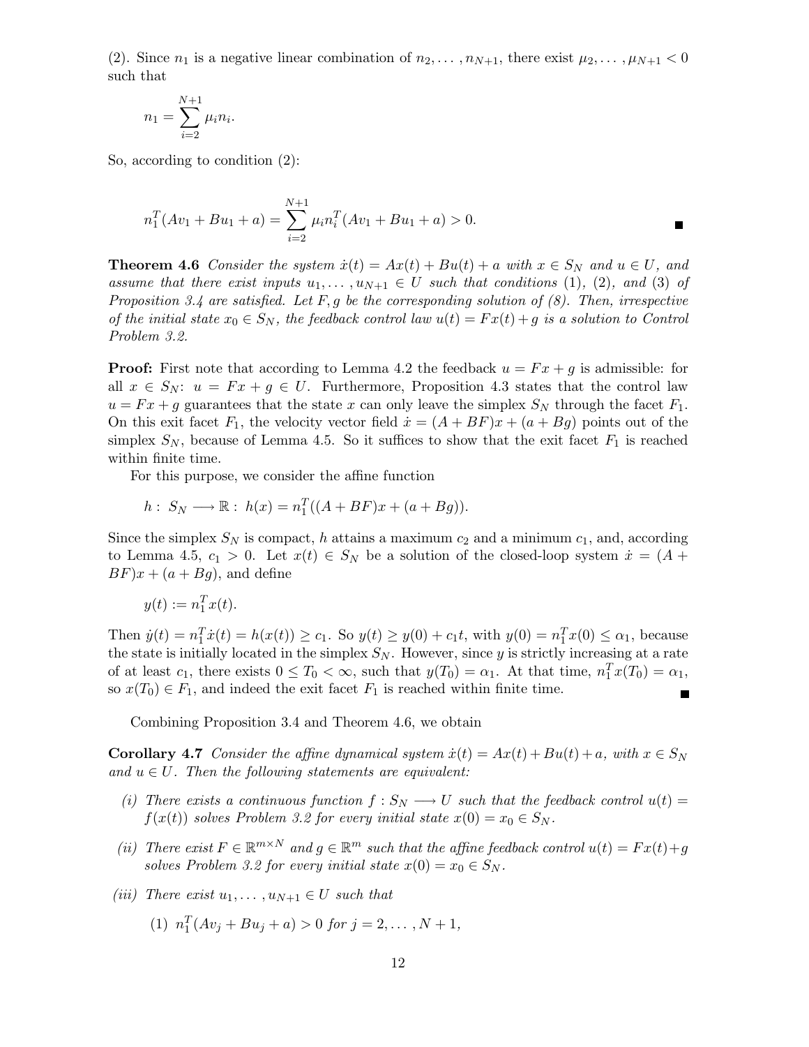(2). Since $n_1$ is a negative linear combination of $n_2, \dots, n_{N+1}$, there exist $\mu_2, \dots, \mu_{N+1} < 0$ such that

$$n_1 = \sum_{i=2}^{N+1} \mu_i n_i.$$

So, according to condition (2):

$$n_1^T(Av_1 + Bu_1 + a) = \sum_{i=2}^{N+1} \mu_i n_i^T(Av_1 + Bu_1 + a) > 0.$$

■

**Theorem 4.6** *Consider the system $\dot{x}(t) = Ax(t) + Bu(t) + a$ with $x \in S_N$ and $u \in U$, and assume that there exist inputs $u_1, \dots, u_{N+1} \in U$ such that conditions (1), (2), and (3) of Proposition 3.4 are satisfied. Let $F, g$ be the corresponding solution of (8). Then, irrespective of the initial state $x_0 \in S_N$, the feedback control law $u(t) = Fx(t) + g$ is a solution to Control Problem 3.2.*

**Proof:** First note that according to Lemma 4.2 the feedback $u = Fx + g$ is admissible: for all $x \in S_N$: $u = Fx + g \in U$. Furthermore, Proposition 4.3 states that the control law $u = Fx + g$ guarantees that the state $x$ can only leave the simplex $S_N$ through the facet $F_1$. On this exit facet $F_1$, the velocity vector field $\dot{x} = (A + BF)x + (a + Bg)$ points out of the simplex $S_N$, because of Lemma 4.5. So it suffices to show that the exit facet $F_1$ is reached within finite time.

For this purpose, we consider the affine function

$$h : S_N \longrightarrow \mathbb{R} : h(x) = n_1^T((A + BF)x + (a + Bg)).$$

Since the simplex $S_N$ is compact, $h$ attains a maximum $c_2$ and a minimum $c_1$, and, according to Lemma 4.5, $c_1 > 0$. Let $x(t) \in S_N$ be a solution of the closed-loop system $\dot{x} = (A + BF)x + (a + Bg)$, and define

$$y(t) := n_1^T x(t).$$

Then $\dot{y}(t) = n_1^T \dot{x}(t) = h(x(t)) \geq c_1$. So $y(t) \geq y(0) + c_1 t$, with $y(0) = n_1^T x(0) \leq \alpha_1$, because the state is initially located in the simplex $S_N$. However, since $y$ is strictly increasing at a rate of at least $c_1$, there exists $0 \leq T_0 < \infty$, such that $y(T_0) = \alpha_1$. At that time, $n_1^T x(T_0) = \alpha_1$, so $x(T_0) \in F_1$, and indeed the exit facet $F_1$ is reached within finite time.

■

Combining Proposition 3.4 and Theorem 4.6, we obtain

**Corollary 4.7** *Consider the affine dynamical system $\dot{x}(t) = Ax(t) + Bu(t) + a$, with $x \in S_N$ and $u \in U$. Then the following statements are equivalent:*

*(i) There exists a continuous function $f : S_N \longrightarrow U$ such that the feedback control $u(t) = f(x(t))$ solves Problem 3.2 for every initial state $x(0) = x_0 \in S_N$.*

*(ii) There exist $F \in \mathbb{R}^{m \times N}$ and $g \in \mathbb{R}^m$ such that the affine feedback control $u(t) = Fx(t) + g$ solves Problem 3.2 for every initial state $x(0) = x_0 \in S_N$.*

*(iii) There exist $u_1, \dots, u_{N+1} \in U$ such that*

*(1) $n_1^T(Av_j + Bu_j + a) > 0$ for $j = 2, \dots, N+1$,*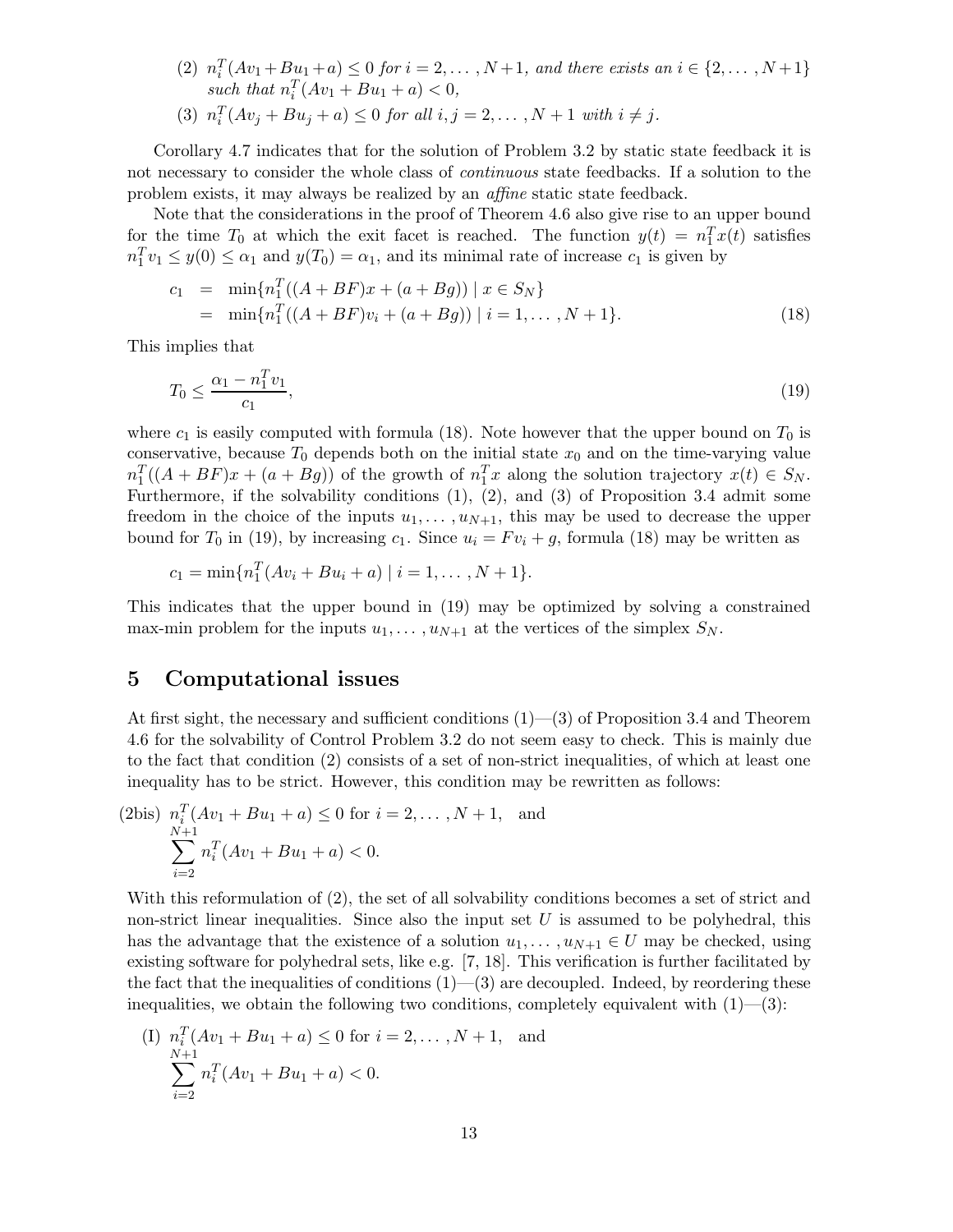(2) $n_i^T(Av_1 + Bu_1 + a) \leq 0$ *for* $i = 2, \dots, N+1$*, and there exists an* $i \in \{2, \dots, N+1\}$ *such that* $n_i^T(Av_1 + Bu_1 + a) < 0$*,*

(3) $n_i^T(Av_j + Bu_j + a) \leq 0$ *for all* $i, j = 2, \dots, N+1$ *with* $i \neq j$*.*

Corollary 4.7 indicates that for the solution of Problem 3.2 by static state feedback it is not necessary to consider the whole class of *continuous* state feedbacks. If a solution to the problem exists, it may always be realized by an *affine* static state feedback.

Note that the considerations in the proof of Theorem 4.6 also give rise to an upper bound for the time $T_0$ at which the exit facet is reached. The function $y(t) = n_1^T x(t)$ satisfies $n_1^T v_1 \leq y(0) \leq \alpha_1$ and $y(T_0) = \alpha_1$, and its minimal rate of increase $c_1$ is given by

$$
\begin{aligned}
c_1 &= \min\{n_1^T((A+BF)x + (a+Bg)) \mid x \in S_N\} \\
&= \min\{n_1^T((A+BF)v_i + (a+Bg)) \mid i = 1, \dots, N+1\}.
\end{aligned} \tag{18}
$$

This implies that

$$
T_0 \leq \frac{\alpha_1 - n_1^T v_1}{c_1}, \tag{19}
$$

where $c_1$ is easily computed with formula (18). Note however that the upper bound on $T_0$ is conservative, because $T_0$ depends both on the initial state $x_0$ and on the time-varying value $n_1^T((A+BF)x + (a+Bg))$ of the growth of $n_1^T x$ along the solution trajectory $x(t) \in S_N$. Furthermore, if the solvability conditions (1), (2), and (3) of Proposition 3.4 admit some freedom in the choice of the inputs $u_1, \dots, u_{N+1}$, this may be used to decrease the upper bound for $T_0$ in (19), by increasing $c_1$. Since $u_i = Fv_i + g$, formula (18) may be written as

$$
c_1 = \min\{n_1^T(Av_i + Bu_i + a) \mid i = 1, \dots, N+1\}.
$$

This indicates that the upper bound in (19) may be optimized by solving a constrained max-min problem for the inputs $u_1, \dots, u_{N+1}$ at the vertices of the simplex $S_N$.

## 5 Computational issues

At first sight, the necessary and sufficient conditions (1)—(3) of Proposition 3.4 and Theorem 4.6 for the solvability of Control Problem 3.2 do not seem easy to check. This is mainly due to the fact that condition (2) consists of a set of non-strict inequalities, of which at least one inequality has to be strict. However, this condition may be rewritten as follows:

(2bis) $n_i^T(Av_1 + Bu_1 + a) \leq 0$ for $i = 2, \dots, N+1$, and
$$\sum_{i=2}^{N+1} n_i^T(Av_1 + Bu_1 + a) < 0.$$

With this reformulation of (2), the set of all solvability conditions becomes a set of strict and non-strict linear inequalities. Since also the input set $U$ is assumed to be polyhedral, this has the advantage that the existence of a solution $u_1, \dots, u_{N+1} \in U$ may be checked, using existing software for polyhedral sets, like e.g. [7, 18]. This verification is further facilitated by the fact that the inequalities of conditions (1)—(3) are decoupled. Indeed, by reordering these inequalities, we obtain the following two conditions, completely equivalent with (1)—(3):

(I) $n_i^T(Av_1 + Bu_1 + a) \leq 0$ for $i = 2, \dots, N+1$, and
$$\sum_{i=2}^{N+1} n_i^T(Av_1 + Bu_1 + a) < 0.$$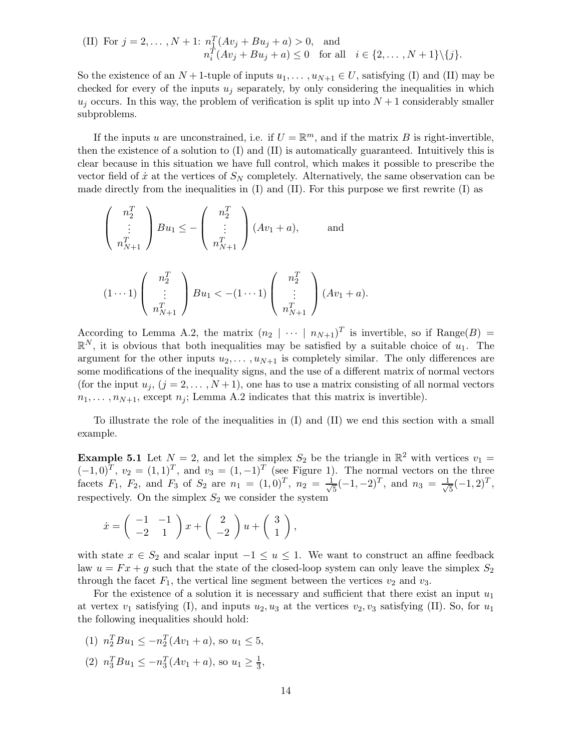(II) For $j = 2, \ldots, N+1$: $n_1^T(Av_j + Bu_j + a) > 0$, and
$n_i^T(Av_j + Bu_j + a) \leq 0$ for all $i \in \{2, \ldots, N+1\} \backslash \{j\}$.

So the existence of an $N+1$-tuple of inputs $u_1, \ldots, u_{N+1} \in U$, satisfying (I) and (II) may be checked for every of the inputs $u_j$ separately, by only considering the inequalities in which $u_j$ occurs. In this way, the problem of verification is split up into $N+1$ considerably smaller subproblems.

If the inputs $u$ are unconstrained, i.e. if $U = \mathbb{R}^m$, and if the matrix $B$ is right-invertible, then the existence of a solution to (I) and (II) is automatically guaranteed. Intuitively this is clear because in this situation we have full control, which makes it possible to prescribe the vector field of $\dot{x}$ at the vertices of $S_N$ completely. Alternatively, the same observation can be made directly from the inequalities in (I) and (II). For this purpose we first rewrite (I) as

$$\begin{pmatrix} n_2^T \\ \vdots \\ n_{N+1}^T \end{pmatrix} Bu_1 \leq - \begin{pmatrix} n_2^T \\ \vdots \\ n_{N+1}^T \end{pmatrix} (Av_1 + a), \qquad \text{and}$$

$$(1 \cdots 1) \begin{pmatrix} n_2^T \\ \vdots \\ n_{N+1}^T \end{pmatrix} Bu_1 < -(1 \cdots 1) \begin{pmatrix} n_2^T \\ \vdots \\ n_{N+1}^T \end{pmatrix} (Av_1 + a).$$

According to Lemma A.2, the matrix $(n_2 \mid \cdots \mid n_{N+1})^T$ is invertible, so if $\text{Range}(B) = \mathbb{R}^N$, it is obvious that both inequalities may be satisfied by a suitable choice of $u_1$. The argument for the other inputs $u_2, \ldots, u_{N+1}$ is completely similar. The only differences are some modifications of the inequality signs, and the use of a different matrix of normal vectors (for the input $u_j$, $(j = 2, \ldots, N+1)$, one has to use a matrix consisting of all normal vectors $n_1, \ldots, n_{N+1}$, except $n_j$; Lemma A.2 indicates that this matrix is invertible).

To illustrate the role of the inequalities in (I) and (II) we end this section with a small example.

**Example 5.1** Let $N = 2$, and let the simplex $S_2$ be the triangle in $\mathbb{R}^2$ with vertices $v_1 = (-1, 0)^T$, $v_2 = (1, 1)^T$, and $v_3 = (1, -1)^T$ (see Figure 1). The normal vectors on the three facets $F_1$, $F_2$, and $F_3$ of $S_2$ are $n_1 = (1, 0)^T$, $n_2 = \frac{1}{\sqrt{5}}(-1, -2)^T$, and $n_3 = \frac{1}{\sqrt{5}}(-1, 2)^T$, respectively. On the simplex $S_2$ we consider the system

$$\dot{x} = \begin{pmatrix} -1 & -1 \\ -2 & 1 \end{pmatrix} x + \begin{pmatrix} 2 \\ -2 \end{pmatrix} u + \begin{pmatrix} 3 \\ 1 \end{pmatrix},$$

with state $x \in S_2$ and scalar input $-1 \leq u \leq 1$. We want to construct an affine feedback law $u = Fx + g$ such that the state of the closed-loop system can only leave the simplex $S_2$ through the facet $F_1$, the vertical line segment between the vertices $v_2$ and $v_3$.

For the existence of a solution it is necessary and sufficient that there exist an input $u_1$ at vertex $v_1$ satisfying (I), and inputs $u_2, u_3$ at the vertices $v_2, v_3$ satisfying (II). So, for $u_1$ the following inequalities should hold:

(1) $n_2^T B u_1 \leq -n_2^T(Av_1 + a)$, so $u_1 \leq 5$,

(2) $n_3^T B u_1 \leq -n_3^T(Av_1 + a)$, so $u_1 \geq \frac{1}{3}$,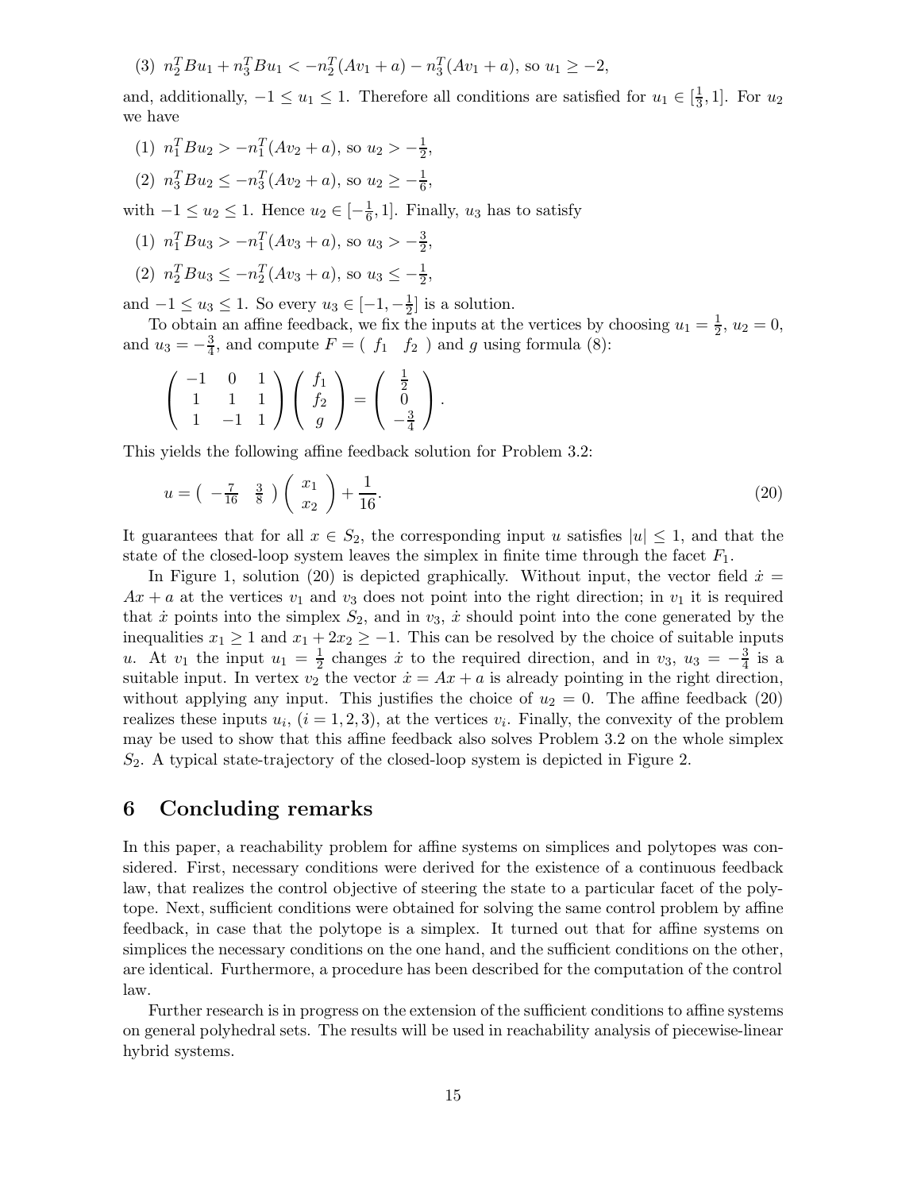(3) $n_2^T B u_1 + n_3^T B u_1 < -n_2^T(Av_1 + a) - n_3^T(Av_1 + a)$, so $u_1 \geq -2$,

and, additionally, $-1 \leq u_1 \leq 1$. Therefore all conditions are satisfied for $u_1 \in [\frac{1}{3}, 1]$. For $u_2$ we have

(1) $n_1^T B u_2 > -n_1^T(Av_2 + a)$, so $u_2 > -\frac{1}{2}$,

(2) $n_3^T B u_2 \leq -n_3^T(Av_2 + a)$, so $u_2 \geq -\frac{1}{6}$,

with $-1 \leq u_2 \leq 1$. Hence $u_2 \in [-\frac{1}{6}, 1]$. Finally, $u_3$ has to satisfy

(1) $n_1^T B u_3 > -n_1^T(Av_3 + a)$, so $u_3 > -\frac{3}{2}$,

(2) $n_2^T B u_3 \leq -n_2^T(Av_3 + a)$, so $u_3 \leq -\frac{1}{2}$,

and $-1 \leq u_3 \leq 1$. So every $u_3 \in [-1, -\frac{1}{2}]$ is a solution.

To obtain an affine feedback, we fix the inputs at the vertices by choosing $u_1 = \frac{1}{2}$, $u_2 = 0$, and $u_3 = -\frac{3}{4}$, and compute $F = \begin{pmatrix} f_1 & f_2 \end{pmatrix}$ and $g$ using formula (8):

$$\begin{pmatrix} -1 & 0 & 1 \\ 1 & 1 & 1 \\ 1 & -1 & 1 \end{pmatrix} \begin{pmatrix} f_1 \\ f_2 \\ g \end{pmatrix} = \begin{pmatrix} \frac{1}{2} \\ 0 \\ -\frac{3}{4} \end{pmatrix}.$$

This yields the following affine feedback solution for Problem 3.2:

$$u = \begin{pmatrix} -\frac{7}{16} & \frac{3}{8} \end{pmatrix} \begin{pmatrix} x_1 \\ x_2 \end{pmatrix} + \frac{1}{16}. \tag{20}$$

It guarantees that for all $x \in S_2$, the corresponding input $u$ satisfies $|u| \leq 1$, and that the state of the closed-loop system leaves the simplex in finite time through the facet $F_1$.

In Figure 1, solution (20) is depicted graphically. Without input, the vector field $\dot{x} = Ax + a$ at the vertices $v_1$ and $v_3$ does not point into the right direction; in $v_1$ it is required that $\dot{x}$ points into the simplex $S_2$, and in $v_3$, $\dot{x}$ should point into the cone generated by the inequalities $x_1 \geq 1$ and $x_1 + 2x_2 \geq -1$. This can be resolved by the choice of suitable inputs $u$. At $v_1$ the input $u_1 = \frac{1}{2}$ changes $\dot{x}$ to the required direction, and in $v_3$, $u_3 = -\frac{3}{4}$ is a suitable input. In vertex $v_2$ the vector $\dot{x} = Ax + a$ is already pointing in the right direction, without applying any input. This justifies the choice of $u_2 = 0$. The affine feedback (20) realizes these inputs $u_i$, $(i = 1, 2, 3)$, at the vertices $v_i$. Finally, the convexity of the problem may be used to show that this affine feedback also solves Problem 3.2 on the whole simplex $S_2$. A typical state-trajectory of the closed-loop system is depicted in Figure 2.

## 6 Concluding remarks

In this paper, a reachability problem for affine systems on simplices and polytopes was considered. First, necessary conditions were derived for the existence of a continuous feedback law, that realizes the control objective of steering the state to a particular facet of the polytope. Next, sufficient conditions were obtained for solving the same control problem by affine feedback, in case that the polytope is a simplex. It turned out that for affine systems on simplices the necessary conditions on the one hand, and the sufficient conditions on the other, are identical. Furthermore, a procedure has been described for the computation of the control law.

Further research is in progress on the extension of the sufficient conditions to affine systems on general polyhedral sets. The results will be used in reachability analysis of piecewise-linear hybrid systems.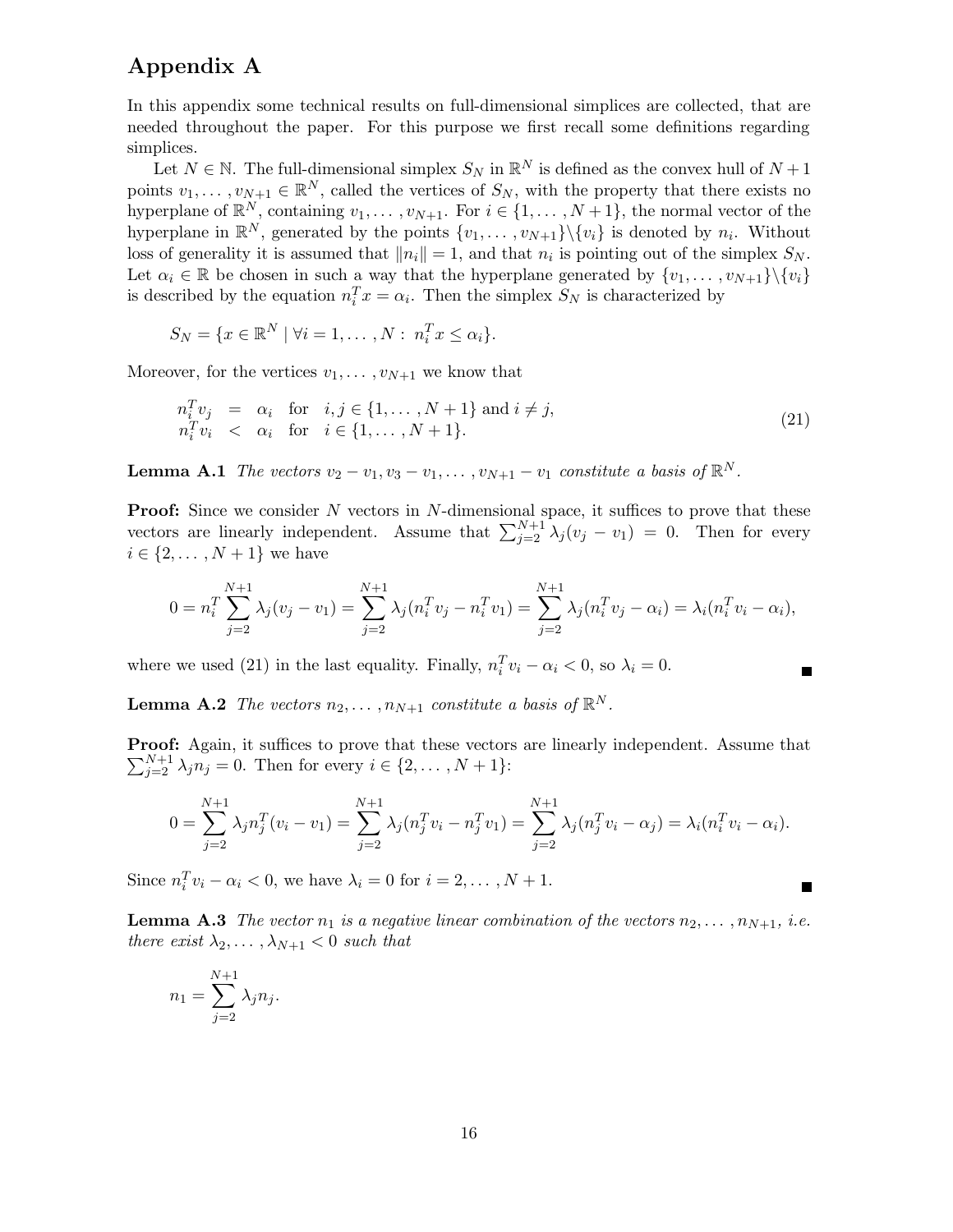# Appendix A

In this appendix some technical results on full-dimensional simplices are collected, that are needed throughout the paper. For this purpose we first recall some definitions regarding simplices.

Let $N \in \mathbb{N}$. The full-dimensional simplex $S_N$ in $\mathbb{R}^N$ is defined as the convex hull of $N+1$ points $v_1, \ldots, v_{N+1} \in \mathbb{R}^N$, called the vertices of $S_N$, with the property that there exists no hyperplane of $\mathbb{R}^N$, containing $v_1, \ldots, v_{N+1}$. For $i \in \{1, \ldots, N+1\}$, the normal vector of the hyperplane in $\mathbb{R}^N$, generated by the points $\{v_1, \ldots, v_{N+1}\} \backslash \{v_i\}$ is denoted by $n_i$. Without loss of generality it is assumed that $\|n_i\| = 1$, and that $n_i$ is pointing out of the simplex $S_N$. Let $\alpha_i \in \mathbb{R}$ be chosen in such a way that the hyperplane generated by $\{v_1, \ldots, v_{N+1}\} \backslash \{v_i\}$ is described by the equation $n_i^T x = \alpha_i$. Then the simplex $S_N$ is characterized by

$$S_N = \{x \in \mathbb{R}^N \mid \forall i = 1, \ldots, N : \; n_i^T x \leq \alpha_i\}.$$

Moreover, for the vertices $v_1, \ldots, v_{N+1}$ we know that

$$\begin{array}{lcll} n_i^T v_j & = & \alpha_i & \text{for} \quad i, j \in \{1, \ldots, N+1\} \text{ and } i \neq j, \\ n_i^T v_i & < & \alpha_i & \text{for} \quad i \in \{1, \ldots, N+1\}. \end{array} \tag{21}$$

**Lemma A.1** *The vectors $v_2 - v_1, v_3 - v_1, \ldots, v_{N+1} - v_1$ constitute a basis of $\mathbb{R}^N$.*

**Proof:** Since we consider $N$ vectors in $N$-dimensional space, it suffices to prove that these vectors are linearly independent. Assume that $\sum_{j=2}^{N+1} \lambda_j (v_j - v_1) = 0$. Then for every $i \in \{2, \ldots, N+1\}$ we have

$$0 = n_i^T \sum_{j=2}^{N+1} \lambda_j (v_j - v_1) = \sum_{j=2}^{N+1} \lambda_j (n_i^T v_j - n_i^T v_1) = \sum_{j=2}^{N+1} \lambda_j (n_i^T v_j - \alpha_i) = \lambda_i (n_i^T v_i - \alpha_i),$$

where we used (21) in the last equality. Finally, $n_i^T v_i - \alpha_i < 0$, so $\lambda_i = 0$. ∎

**Lemma A.2** *The vectors $n_2, \ldots, n_{N+1}$ constitute a basis of $\mathbb{R}^N$.*

**Proof:** Again, it suffices to prove that these vectors are linearly independent. Assume that $\sum_{j=2}^{N+1} \lambda_j n_j = 0$. Then for every $i \in \{2, \ldots, N+1\}$:

$$0 = \sum_{j=2}^{N+1} \lambda_j n_j^T (v_i - v_1) = \sum_{j=2}^{N+1} \lambda_j (n_j^T v_i - n_j^T v_1) = \sum_{j=2}^{N+1} \lambda_j (n_j^T v_i - \alpha_j) = \lambda_i (n_i^T v_i - \alpha_i).$$

Since $n_i^T v_i - \alpha_i < 0$, we have $\lambda_i = 0$ for $i = 2, \ldots, N+1$. ∎

**Lemma A.3** *The vector $n_1$ is a negative linear combination of the vectors $n_2, \ldots, n_{N+1}$, i.e. there exist $\lambda_2, \ldots, \lambda_{N+1} < 0$ such that*

$$n_1 = \sum_{j=2}^{N+1} \lambda_j n_j.$$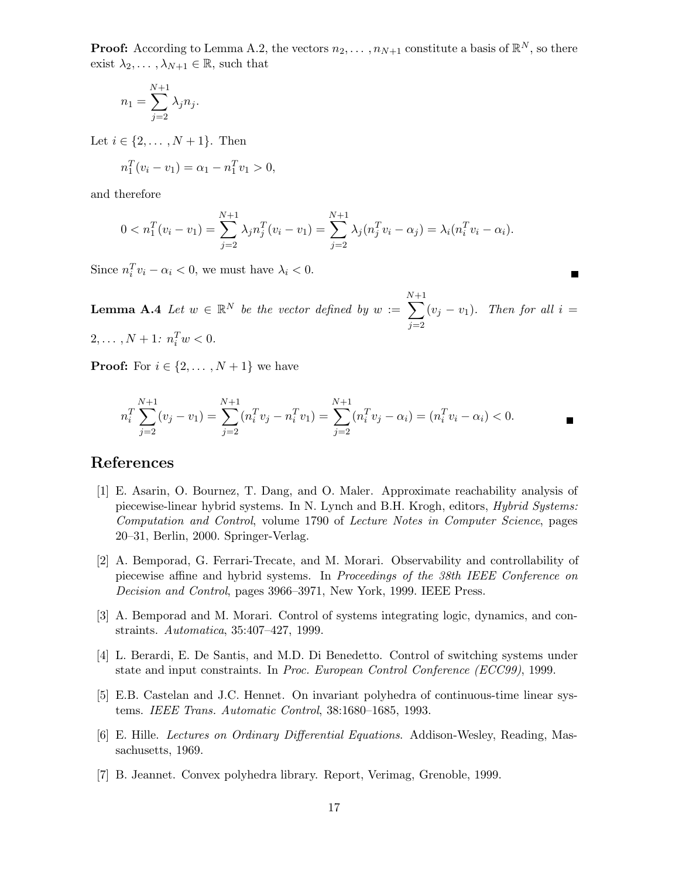**Proof:** According to Lemma A.2, the vectors $n_2, \ldots, n_{N+1}$ constitute a basis of $\mathbb{R}^N$, so there exist $\lambda_2, \ldots, \lambda_{N+1} \in \mathbb{R}$, such that

$$n_1 = \sum_{j=2}^{N+1} \lambda_j n_j.$$

Let $i \in \{2, \ldots, N+1\}$. Then

$$n_1^T(v_i - v_1) = \alpha_1 - n_1^T v_1 > 0,$$

and therefore

$$0 < n_1^T(v_i - v_1) = \sum_{j=2}^{N+1} \lambda_j n_j^T(v_i - v_1) = \sum_{j=2}^{N+1} \lambda_j(n_j^T v_i - \alpha_j) = \lambda_i(n_i^T v_i - \alpha_i).$$

Since $n_i^T v_i - \alpha_i < 0$, we must have $\lambda_i < 0$. ∎

**Lemma A.4** *Let $w \in \mathbb{R}^N$ be the vector defined by $w := \sum_{j=2}^{N+1}(v_j - v_1)$. Then for all $i = 2, \ldots, N+1$: $n_i^T w < 0$.*

**Proof:** For $i \in \{2, \ldots, N+1\}$ we have

$$n_i^T \sum_{j=2}^{N+1}(v_j - v_1) = \sum_{j=2}^{N+1}(n_i^T v_j - n_i^T v_1) = \sum_{j=2}^{N+1}(n_i^T v_j - \alpha_i) = (n_i^T v_i - \alpha_i) < 0.$$ ∎

## References

[1] E. Asarin, O. Bournez, T. Dang, and O. Maler. Approximate reachability analysis of piecewise-linear hybrid systems. In N. Lynch and B.H. Krogh, editors, *Hybrid Systems: Computation and Control*, volume 1790 of *Lecture Notes in Computer Science*, pages 20–31, Berlin, 2000. Springer-Verlag.

[2] A. Bemporad, G. Ferrari-Trecate, and M. Morari. Observability and controllability of piecewise affine and hybrid systems. In *Proceedings of the 38th IEEE Conference on Decision and Control*, pages 3966–3971, New York, 1999. IEEE Press.

[3] A. Bemporad and M. Morari. Control of systems integrating logic, dynamics, and constraints. *Automatica*, 35:407–427, 1999.

[4] L. Berardi, E. De Santis, and M.D. Di Benedetto. Control of switching systems under state and input constraints. In *Proc. European Control Conference (ECC99)*, 1999.

[5] E.B. Castelan and J.C. Hennet. On invariant polyhedra of continuous-time linear systems. *IEEE Trans. Automatic Control*, 38:1680–1685, 1993.

[6] E. Hille. *Lectures on Ordinary Differential Equations*. Addison-Wesley, Reading, Massachusetts, 1969.

[7] B. Jeannet. Convex polyhedra library. Report, Verimag, Grenoble, 1999.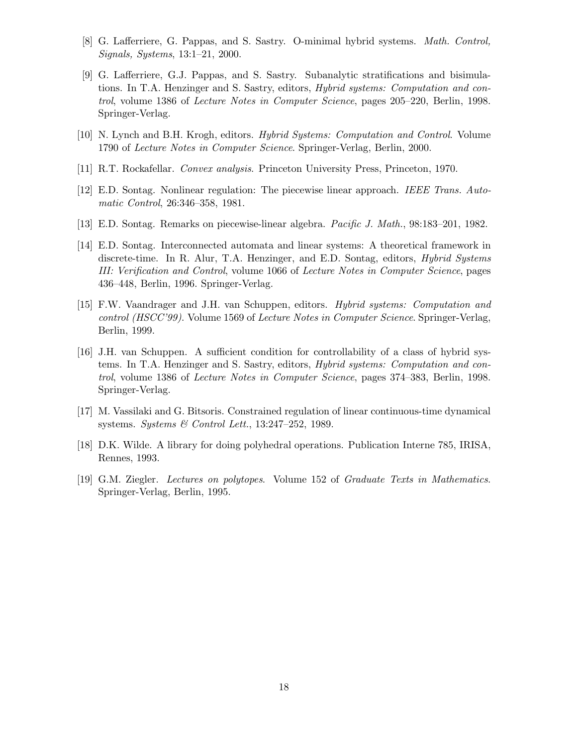[8] G. Lafferriere, G. Pappas, and S. Sastry. O-minimal hybrid systems. *Math. Control, Signals, Systems*, 13:1–21, 2000.

[9] G. Lafferriere, G.J. Pappas, and S. Sastry. Subanalytic stratifications and bisimulations. In T.A. Henzinger and S. Sastry, editors, *Hybrid systems: Computation and control*, volume 1386 of *Lecture Notes in Computer Science*, pages 205–220, Berlin, 1998. Springer-Verlag.

[10] N. Lynch and B.H. Krogh, editors. *Hybrid Systems: Computation and Control*. Volume 1790 of *Lecture Notes in Computer Science*. Springer-Verlag, Berlin, 2000.

[11] R.T. Rockafellar. *Convex analysis*. Princeton University Press, Princeton, 1970.

[12] E.D. Sontag. Nonlinear regulation: The piecewise linear approach. *IEEE Trans. Automatic Control*, 26:346–358, 1981.

[13] E.D. Sontag. Remarks on piecewise-linear algebra. *Pacific J. Math.*, 98:183–201, 1982.

[14] E.D. Sontag. Interconnected automata and linear systems: A theoretical framework in discrete-time. In R. Alur, T.A. Henzinger, and E.D. Sontag, editors, *Hybrid Systems III: Verification and Control*, volume 1066 of *Lecture Notes in Computer Science*, pages 436–448, Berlin, 1996. Springer-Verlag.

[15] F.W. Vaandrager and J.H. van Schuppen, editors. *Hybrid systems: Computation and control (HSCC'99)*. Volume 1569 of *Lecture Notes in Computer Science*. Springer-Verlag, Berlin, 1999.

[16] J.H. van Schuppen. A sufficient condition for controllability of a class of hybrid systems. In T.A. Henzinger and S. Sastry, editors, *Hybrid systems: Computation and control*, volume 1386 of *Lecture Notes in Computer Science*, pages 374–383, Berlin, 1998. Springer-Verlag.

[17] M. Vassilaki and G. Bitsoris. Constrained regulation of linear continuous-time dynamical systems. *Systems & Control Lett.*, 13:247–252, 1989.

[18] D.K. Wilde. A library for doing polyhedral operations. Publication Interne 785, IRISA, Rennes, 1993.

[19] G.M. Ziegler. *Lectures on polytopes*. Volume 152 of *Graduate Texts in Mathematics*. Springer-Verlag, Berlin, 1995.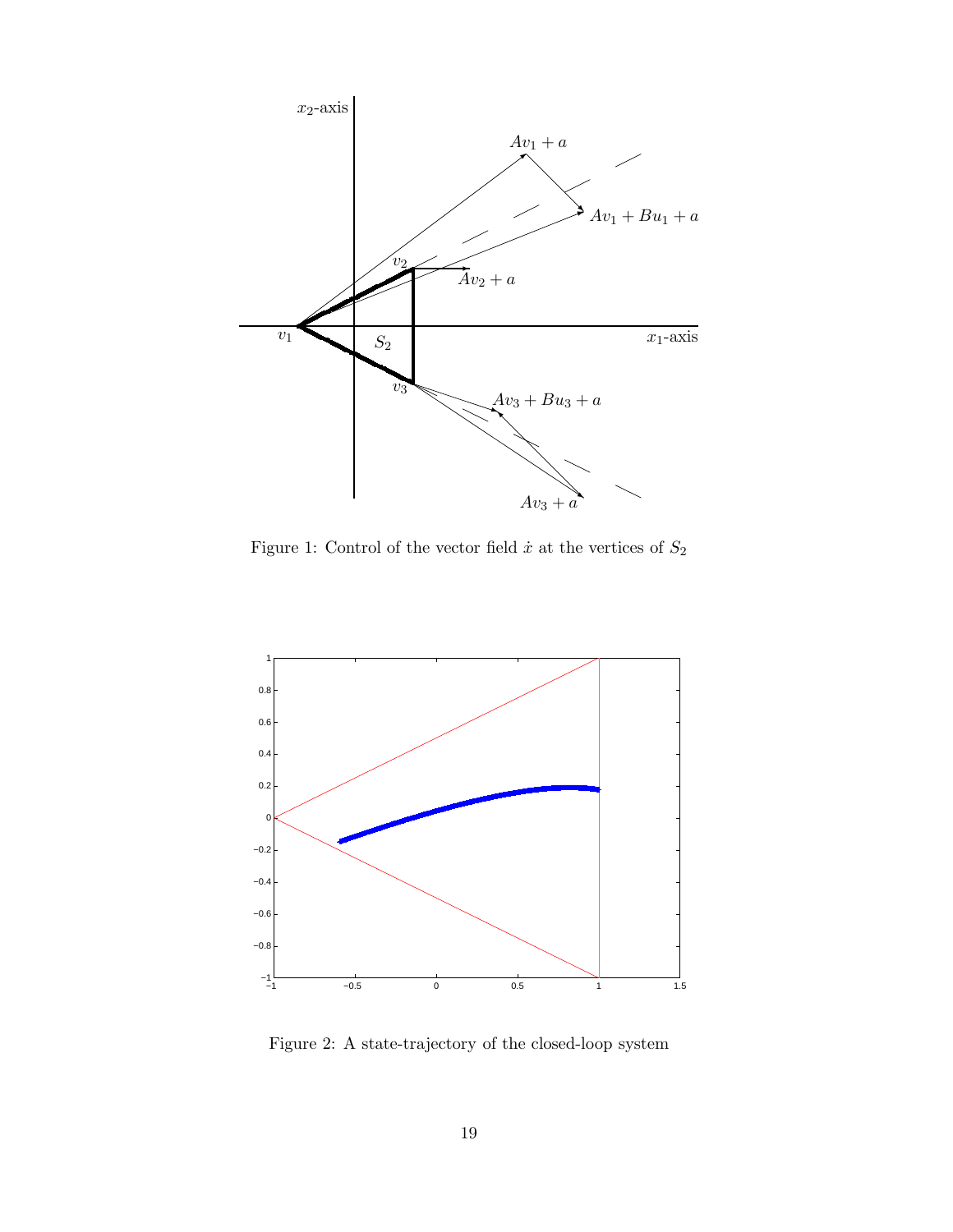$x_2$-axis

$Av_1 + a$

$Av_1 + Bu_1 + a$

$v_2$

$Av_2 + a$

$v_1$

$S_2$

$x_1$-axis

$v_3$

$Av_3 + Bu_3 + a$

$Av_3 + a$

Figure 1: Control of the vector field $\dot{x}$ at the vertices of $S_2$

1
0.8
0.6
0.4
0.2
0
−0.2
−0.4
−0.6
−0.8
−1

−1 −0.5 0 0.5 1 1.5

Figure 2: A state-trajectory of the closed-loop system